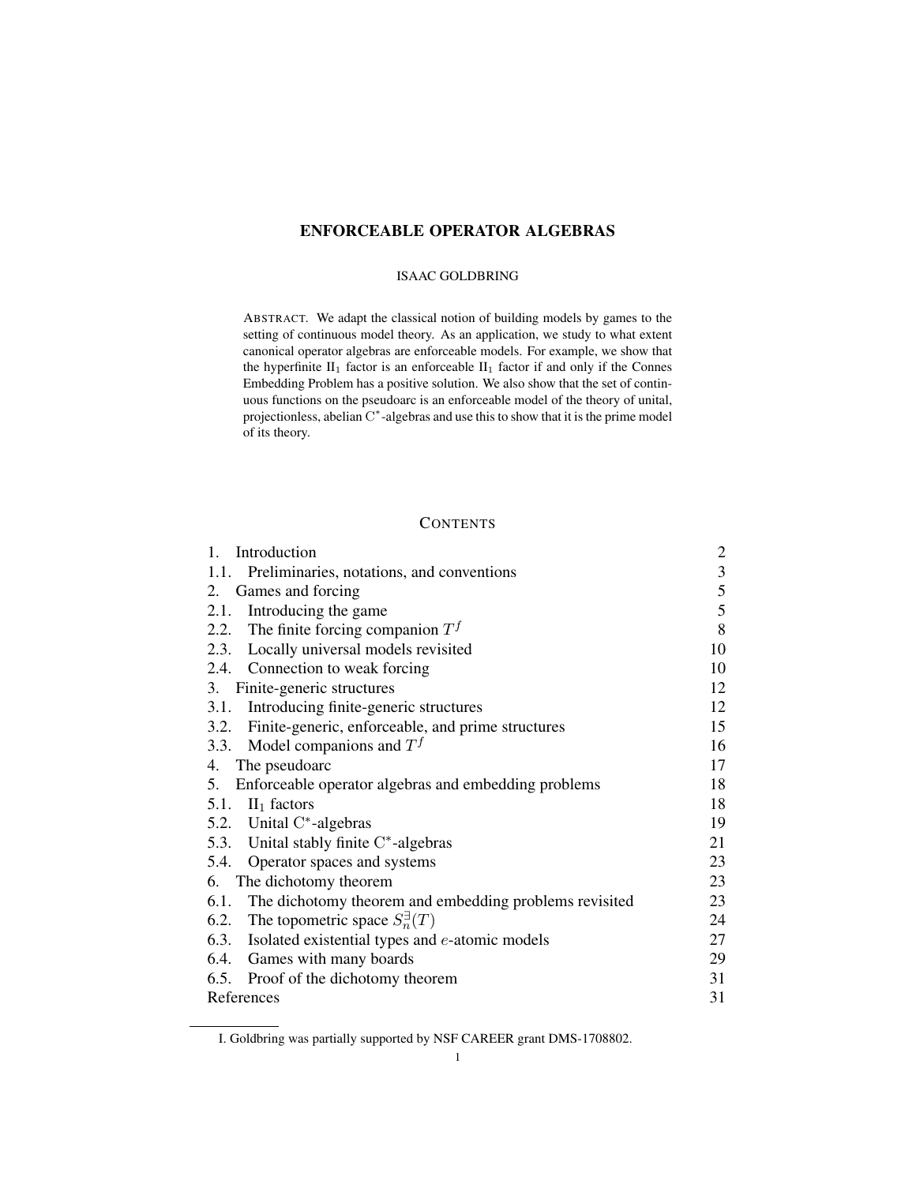# ENFORCEABLE OPERATOR ALGEBRAS

ISAAC GOLDBRING

ABSTRACT. We adapt the classical notion of building models by games to the setting of continuous model theory. As an application, we study to what extent canonical operator algebras are enforceable models. For example, we show that the hyperfinite $\mathrm{II}_1$ factor is an enforceable $\mathrm{II}_1$ factor if and only if the Connes Embedding Problem has a positive solution. We also show that the set of continuous functions on the pseudoarc is an enforceable model of the theory of unital, projectionless, abelian $\mathrm{C}^*$-algebras and use this to show that it is the prime model of its theory.

## CONTENTS

| | |
|---|---|
| 1. Introduction | 2 |
| 1.1. Preliminaries, notations, and conventions | 3 |
| 2. Games and forcing | 5 |
| 2.1. Introducing the game | 5 |
| 2.2. The finite forcing companion $T^f$ | 8 |
| 2.3. Locally universal models revisited | 10 |
| 2.4. Connection to weak forcing | 10 |
| 3. Finite-generic structures | 12 |
| 3.1. Introducing finite-generic structures | 12 |
| 3.2. Finite-generic, enforceable, and prime structures | 15 |
| 3.3. Model companions and $T^f$ | 16 |
| 4. The pseudoarc | 17 |
| 5. Enforceable operator algebras and embedding problems | 18 |
| 5.1. $\mathrm{II}_1$ factors | 18 |
| 5.2. Unital $\mathrm{C}^*$-algebras | 19 |
| 5.3. Unital stably finite $\mathrm{C}^*$-algebras | 21 |
| 5.4. Operator spaces and systems | 23 |
| 6. The dichotomy theorem | 23 |
| 6.1. The dichotomy theorem and embedding problems revisited | 23 |
| 6.2. The topometric space $S_n^{\exists}(T)$ | 24 |
| 6.3. Isolated existential types and $e$-atomic models | 27 |
| 6.4. Games with many boards | 29 |
| 6.5. Proof of the dichotomy theorem | 31 |
| References | 31 |

I. Goldbring was partially supported by NSF CAREER grant DMS-1708802.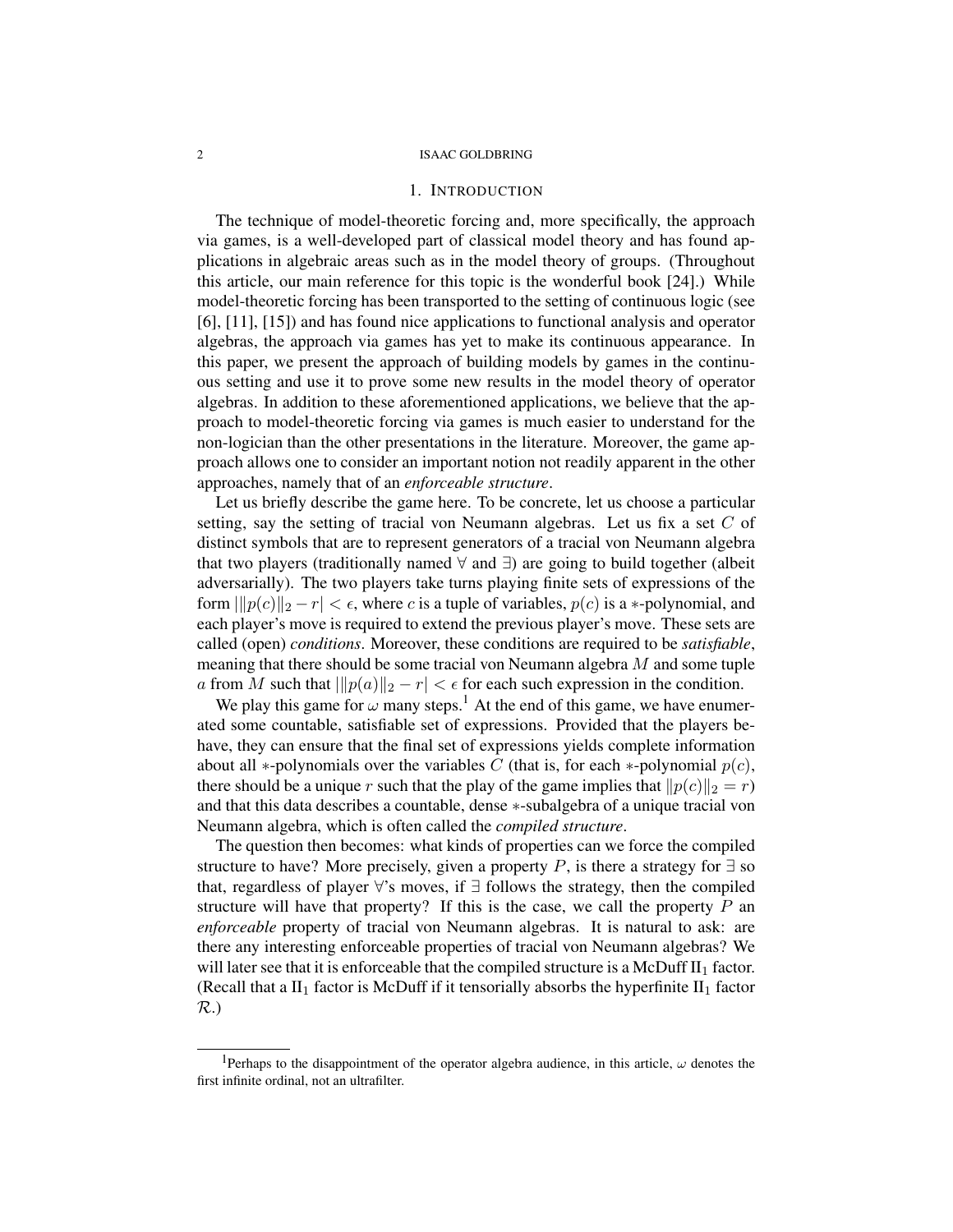## 1. Introduction

The technique of model-theoretic forcing and, more specifically, the approach via games, is a well-developed part of classical model theory and has found applications in algebraic areas such as in the model theory of groups. (Throughout this article, our main reference for this topic is the wonderful book [24].) While model-theoretic forcing has been transported to the setting of continuous logic (see [6], [11], [15]) and has found nice applications to functional analysis and operator algebras, the approach via games has yet to make its continuous appearance. In this paper, we present the approach of building models by games in the continuous setting and use it to prove some new results in the model theory of operator algebras. In addition to these aforementioned applications, we believe that the approach to model-theoretic forcing via games is much easier to understand for the non-logician than the other presentations in the literature. Moreover, the game approach allows one to consider an important notion not readily apparent in the other approaches, namely that of an *enforceable structure*.

Let us briefly describe the game here. To be concrete, let us choose a particular setting, say the setting of tracial von Neumann algebras. Let us fix a set $C$ of distinct symbols that are to represent generators of a tracial von Neumann algebra that two players (traditionally named $\forall$ and $\exists$) are going to build together (albeit adversarially). The two players take turns playing finite sets of expressions of the form $|\|p(c)\|_2 - r| < \epsilon$, where $c$ is a tuple of variables, $p(c)$ is a $*$-polynomial, and each player's move is required to extend the previous player's move. These sets are called (open) *conditions*. Moreover, these conditions are required to be *satisfiable*, meaning that there should be some tracial von Neumann algebra $M$ and some tuple $a$ from $M$ such that $|\|p(a)\|_2 - r| < \epsilon$ for each such expression in the condition.

We play this game for $\omega$ many steps.[1] At the end of this game, we have enumerated some countable, satisfiable set of expressions. Provided that the players behave, they can ensure that the final set of expressions yields complete information about all $*$-polynomials over the variables $C$ (that is, for each $*$-polynomial $p(c)$, there should be a unique $r$ such that the play of the game implies that $\|p(c)\|_2 = r$) and that this data describes a countable, dense $*$-subalgebra of a unique tracial von Neumann algebra, which is often called the *compiled structure*.

The question then becomes: what kinds of properties can we force the compiled structure to have? More precisely, given a property $P$, is there a strategy for $\exists$ so that, regardless of player $\forall$'s moves, if $\exists$ follows the strategy, then the compiled structure will have that property? If this is the case, we call the property $P$ an *enforceable* property of tracial von Neumann algebras. It is natural to ask: are there any interesting enforceable properties of tracial von Neumann algebras? We will later see that it is enforceable that the compiled structure is a McDuff $\mathrm{II}_1$ factor. (Recall that a $\mathrm{II}_1$ factor is McDuff if it tensorially absorbs the hyperfinite $\mathrm{II}_1$ factor $\mathcal{R}$.)

[1] Perhaps to the disappointment of the operator algebra audience, in this article, $\omega$ denotes the first infinite ordinal, not an ultrafilter.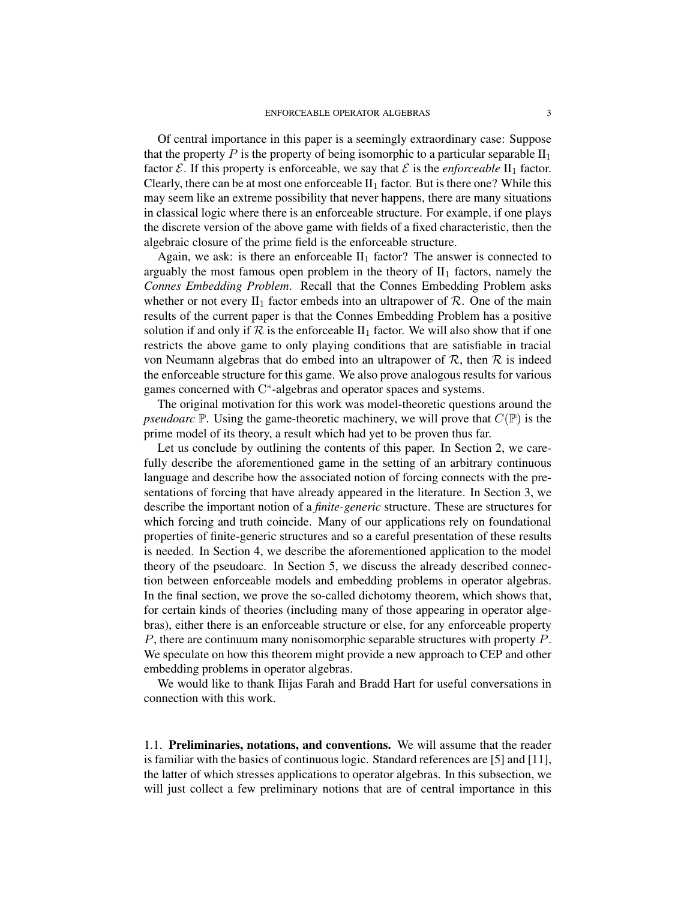Of central importance in this paper is a seemingly extraordinary case: Suppose that the property $P$ is the property of being isomorphic to a particular separable $\mathrm{II}_1$ factor $\mathcal{E}$. If this property is enforceable, we say that $\mathcal{E}$ is the *enforceable* $\mathrm{II}_1$ factor. Clearly, there can be at most one enforceable $\mathrm{II}_1$ factor. But is there one? While this may seem like an extreme possibility that never happens, there are many situations in classical logic where there is an enforceable structure. For example, if one plays the discrete version of the above game with fields of a fixed characteristic, then the algebraic closure of the prime field is the enforceable structure.

Again, we ask: is there an enforceable $\mathrm{II}_1$ factor? The answer is connected to arguably the most famous open problem in the theory of $\mathrm{II}_1$ factors, namely the *Connes Embedding Problem*. Recall that the Connes Embedding Problem asks whether or not every $\mathrm{II}_1$ factor embeds into an ultrapower of $\mathcal{R}$. One of the main results of the current paper is that the Connes Embedding Problem has a positive solution if and only if $\mathcal{R}$ is the enforceable $\mathrm{II}_1$ factor. We will also show that if one restricts the above game to only playing conditions that are satisfiable in tracial von Neumann algebras that do embed into an ultrapower of $\mathcal{R}$, then $\mathcal{R}$ is indeed the enforceable structure for this game. We also prove analogous results for various games concerned with $\mathrm{C}^*$-algebras and operator spaces and systems.

The original motivation for this work was model-theoretic questions around the *pseudoarc* $\mathbb{P}$. Using the game-theoretic machinery, we will prove that $C(\mathbb{P})$ is the prime model of its theory, a result which had yet to be proven thus far.

Let us conclude by outlining the contents of this paper. In Section 2, we carefully describe the aforementioned game in the setting of an arbitrary continuous language and describe how the associated notion of forcing connects with the presentations of forcing that have already appeared in the literature. In Section 3, we describe the important notion of a ***finite-generic*** structure. These are structures for which forcing and truth coincide. Many of our applications rely on foundational properties of finite-generic structures and so a careful presentation of these results is needed. In Section 4, we describe the aforementioned application to the model theory of the pseudoarc. In Section 5, we discuss the already described connection between enforceable models and embedding problems in operator algebras. In the final section, we prove the so-called dichotomy theorem, which shows that, for certain kinds of theories (including many of those appearing in operator algebras), either there is an enforceable structure or else, for any enforceable property $P$, there are continuum many nonisomorphic separable structures with property $P$. We speculate on how this theorem might provide a new approach to CEP and other embedding problems in operator algebras.

We would like to thank Ilijas Farah and Bradd Hart for useful conversations in connection with this work.

### 1.1. Preliminaries, notations, and conventions.

We will assume that the reader is familiar with the basics of continuous logic. Standard references are [5] and [11], the latter of which stresses applications to operator algebras. In this subsection, we will just collect a few preliminary notions that are of central importance in this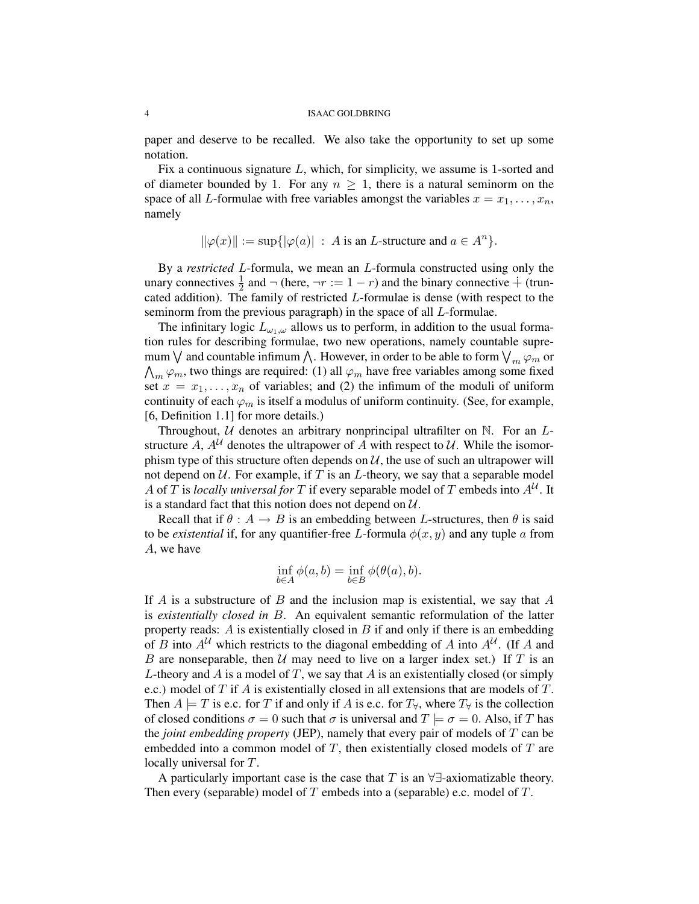paper and deserve to be recalled. We also take the opportunity to set up some notation.

Fix a continuous signature $L$, which, for simplicity, we assume is 1-sorted and of diameter bounded by 1. For any $n \geq 1$, there is a natural seminorm on the space of all $L$-formulae with free variables amongst the variables $x = x_1, \ldots, x_n$, namely

$$\|\varphi(x)\| := \sup\{|\varphi(a)| \ : \ A \text{ is an } L\text{-structure and } a \in A^n\}.$$

By a *restricted* $L$-formula, we mean an $L$-formula constructed using only the unary connectives $\frac{1}{2}$ and $\neg$ (here, $\neg r := 1 - r$) and the binary connective $\dot{+}$ (truncated addition). The family of restricted $L$-formulae is dense (with respect to the seminorm from the previous paragraph) in the space of all $L$-formulae.

The infinitary logic $L_{\omega_1,\omega}$ allows us to perform, in addition to the usual formation rules for describing formulae, two new operations, namely countable supremum $\bigvee$ and countable infimum $\bigwedge$. However, in order to be able to form $\bigvee_m \varphi_m$ or $\bigwedge_m \varphi_m$, two things are required: (1) all $\varphi_m$ have free variables among some fixed set $x = x_1, \ldots, x_n$ of variables; and (2) the infimum of the moduli of uniform continuity of each $\varphi_m$ is itself a modulus of uniform continuity. (See, for example, [6, Definition 1.1] for more details.)

Throughout, $\mathcal{U}$ denotes an arbitrary nonprincipal ultrafilter on $\mathbb{N}$. For an $L$-structure $A$, $A^{\mathcal{U}}$ denotes the ultrapower of $A$ with respect to $\mathcal{U}$. While the isomorphism type of this structure often depends on $\mathcal{U}$, the use of such an ultrapower will not depend on $\mathcal{U}$. For example, if $T$ is an $L$-theory, we say that a separable model $A$ of $T$ is *locally universal for* $T$ if every separable model of $T$ embeds into $A^{\mathcal{U}}$. It is a standard fact that this notion does not depend on $\mathcal{U}$.

Recall that if $\theta : A \to B$ is an embedding between $L$-structures, then $\theta$ is said to be *existential* if, for any quantifier-free $L$-formula $\phi(x, y)$ and any tuple $a$ from $A$, we have

$$\inf_{b \in A} \phi(a, b) = \inf_{b \in B} \phi(\theta(a), b).$$

If $A$ is a substructure of $B$ and the inclusion map is existential, we say that $A$ is *existentially closed in* $B$. An equivalent semantic reformulation of the latter property reads: $A$ is existentially closed in $B$ if and only if there is an embedding of $B$ into $A^{\mathcal{U}}$ which restricts to the diagonal embedding of $A$ into $A^{\mathcal{U}}$. (If $A$ and $B$ are nonseparable, then $\mathcal{U}$ may need to live on a larger index set.) If $T$ is an $L$-theory and $A$ is a model of $T$, we say that $A$ is an existentially closed (or simply e.c.) model of $T$ if $A$ is existentially closed in all extensions that are models of $T$. Then $A \models T$ is e.c. for $T$ if and only if $A$ is e.c. for $T_\forall$, where $T_\forall$ is the collection of closed conditions $\sigma = 0$ such that $\sigma$ is universal and $T \models \sigma = 0$. Also, if $T$ has the *joint embedding property* (JEP), namely that every pair of models of $T$ can be embedded into a common model of $T$, then existentially closed models of $T$ are locally universal for $T$.

A particularly important case is the case that $T$ is an $\forall\exists$-axiomatizable theory. Then every (separable) model of $T$ embeds into a (separable) e.c. model of $T$.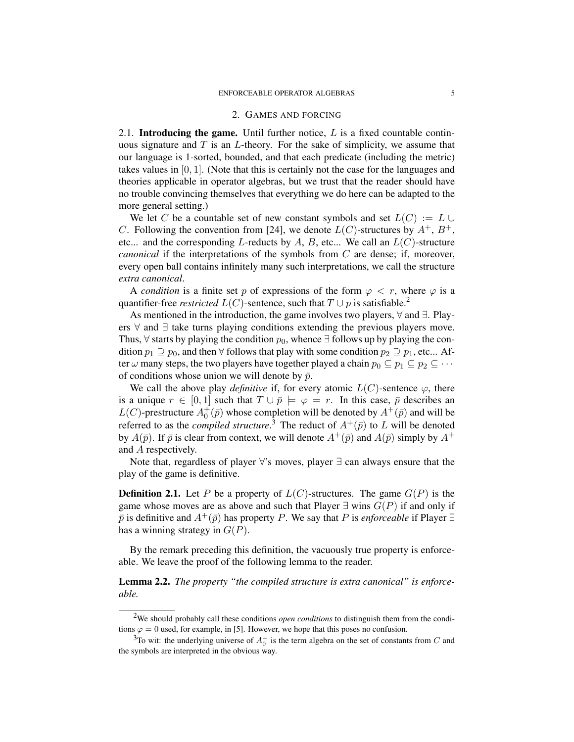## 2. Games and forcing

2.1. **Introducing the game.** Until further notice, $L$ is a fixed countable continuous signature and $T$ is an $L$-theory. For the sake of simplicity, we assume that our language is 1-sorted, bounded, and that each predicate (including the metric) takes values in $[0,1]$. (Note that this is certainly not the case for the languages and theories applicable in operator algebras, but we trust that the reader should have no trouble convincing themselves that everything we do here can be adapted to the more general setting.)

We let $C$ be a countable set of new constant symbols and set $L(C) := L \cup C$. Following the convention from [24], we denote $L(C)$-structures by $A^+$, $B^+$, etc... and the corresponding $L$-reducts by $A$, $B$, etc... We call an $L(C)$-structure *canonical* if the interpretations of the symbols from $C$ are dense; if, moreover, every open ball contains infinitely many such interpretations, we call the structure *extra canonical*.

A *condition* is a finite set $p$ of expressions of the form $\varphi < r$, where $\varphi$ is a quantifier-free *restricted* $L(C)$-sentence, such that $T \cup p$ is satisfiable.[2]

As mentioned in the introduction, the game involves two players, $\forall$ and $\exists$. Players $\forall$ and $\exists$ take turns playing conditions extending the previous players move. Thus, $\forall$ starts by playing the condition $p_0$, whence $\exists$ follows up by playing the condition $p_1 \supseteq p_0$, and then $\forall$ follows that play with some condition $p_2 \supseteq p_1$, etc... After $\omega$ many steps, the two players have together played a chain $p_0 \subseteq p_1 \subseteq p_2 \subseteq \cdots$ of conditions whose union we will denote by $\bar{p}$.

We call the above play *definitive* if, for every atomic $L(C)$-sentence $\varphi$, there is a unique $r \in [0,1]$ such that $T \cup \bar{p} \models \varphi = r$. In this case, $\bar{p}$ describes an $L(C)$-prestructure $A_0^+(\bar{p})$ whose completion will be denoted by $A^+(\bar{p})$ and will be referred to as the *compiled structure*.[3] The reduct of $A^+(\bar{p})$ to $L$ will be denoted by $A(\bar{p})$. If $\bar{p}$ is clear from context, we will denote $A^+(\bar{p})$ and $A(\bar{p})$ simply by $A^+$ and $A$ respectively.

Note that, regardless of player $\forall$'s moves, player $\exists$ can always ensure that the play of the game is definitive.

**Definition 2.1.** Let $P$ be a property of $L(C)$-structures. The game $G(P)$ is the game whose moves are as above and such that Player $\exists$ wins $G(P)$ if and only if $\bar{p}$ is definitive and $A^+(\bar{p})$ has property $P$. We say that $P$ is *enforceable* if Player $\exists$ has a winning strategy in $G(P)$.

By the remark preceding this definition, the vacuously true property is enforceable. We leave the proof of the following lemma to the reader.

**Lemma 2.2.** *The property "the compiled structure is extra canonical" is enforceable.*

---

[2] We should probably call these conditions *open conditions* to distinguish them from the conditions $\varphi = 0$ used, for example, in [5]. However, we hope that this poses no confusion.

[3] To wit: the underlying universe of $A_0^+$ is the term algebra on the set of constants from $C$ and the symbols are interpreted in the obvious way.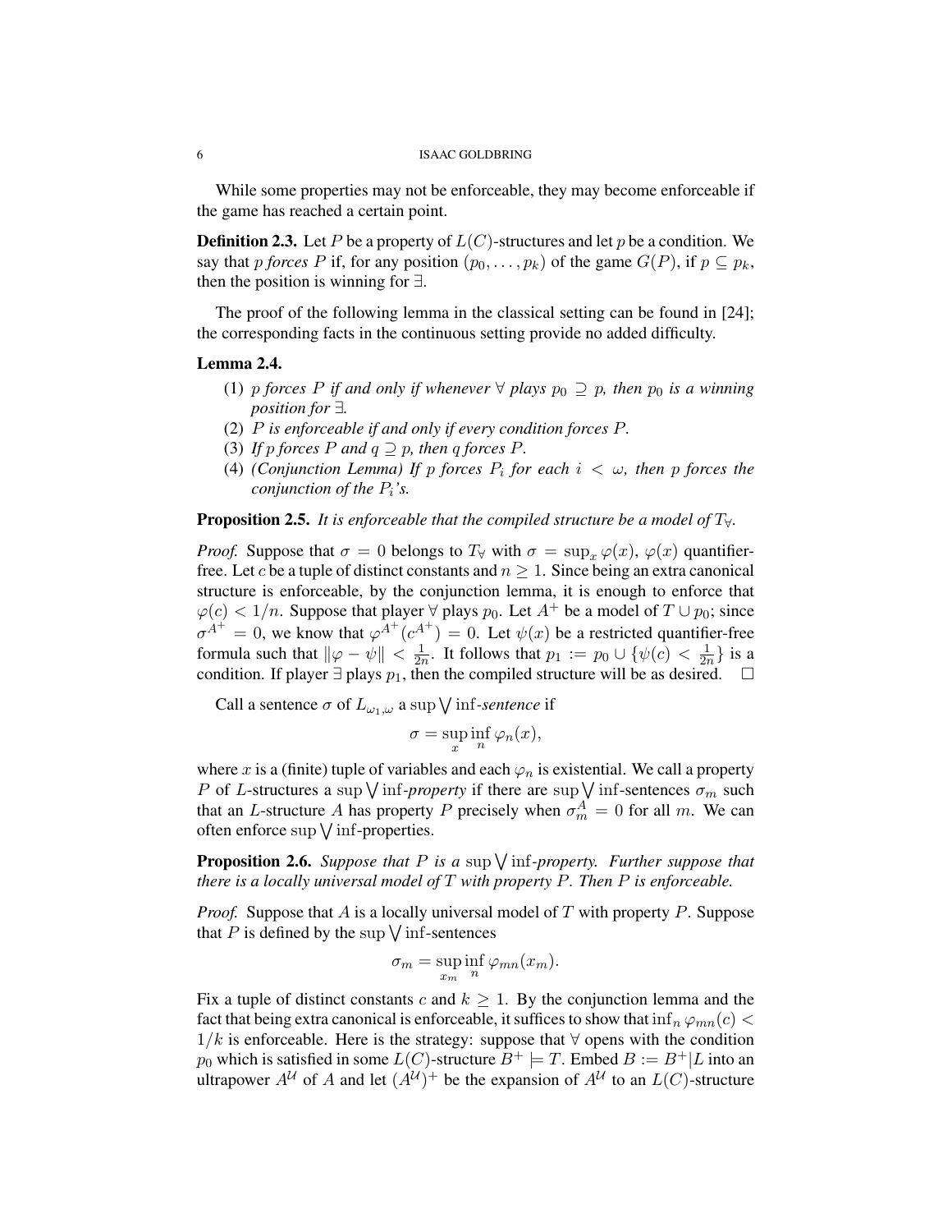While some properties may not be enforceable, they may become enforceable if the game has reached a certain point.

**Definition 2.3.** Let $P$ be a property of $L(C)$-structures and let $p$ be a condition. We say that $p$ *forces* $P$ if, for any position $(p_0, \ldots, p_k)$ of the game $G(P)$, if $p \subseteq p_k$, then the position is winning for $\exists$.

The proof of the following lemma in the classical setting can be found in [24]; the corresponding facts in the continuous setting provide no added difficulty.

**Lemma 2.4.**

1. *$p$ forces $P$ if and only if whenever $\forall$ plays $p_0 \supseteq p$, then $p_0$ is a winning position for $\exists$.*
2. *$P$ is enforceable if and only if every condition forces $P$.*
3. *If $p$ forces $P$ and $q \supseteq p$, then $q$ forces $P$.*
4. *(Conjunction Lemma) If $p$ forces $P_i$ for each $i < \omega$, then $p$ forces the conjunction of the $P_i$'s.*

**Proposition 2.5.** *It is enforceable that the compiled structure be a model of $T_\forall$.*

*Proof.* Suppose that $\sigma = 0$ belongs to $T_\forall$ with $\sigma = \sup_x \varphi(x)$, $\varphi(x)$ quantifier-free. Let $c$ be a tuple of distinct constants and $n \geq 1$. Since being an extra canonical structure is enforceable, by the conjunction lemma, it is enough to enforce that $\varphi(c) < 1/n$. Suppose that player $\forall$ plays $p_0$. Let $A^+$ be a model of $T \cup p_0$; since $\sigma^{A^+} = 0$, we know that $\varphi^{A^+}(c^{A^+}) = 0$. Let $\psi(x)$ be a restricted quantifier-free formula such that $\|\varphi - \psi\| < \frac{1}{2n}$. It follows that $p_1 := p_0 \cup \{\psi(c) < \frac{1}{2n}\}$ is a condition. If player $\exists$ plays $p_1$, then the compiled structure will be as desired. $\square$

Call a sentence $\sigma$ of $L_{\omega_1,\omega}$ a $\sup \bigvee \inf$-*sentence* if

$$\sigma = \sup_x \inf_n \varphi_n(x),$$

where $x$ is a (finite) tuple of variables and each $\varphi_n$ is existential. We call a property $P$ of $L$-structures a $\sup \bigvee \inf$-*property* if there are $\sup \bigvee \inf$-sentences $\sigma_m$ such that an $L$-structure $A$ has property $P$ precisely when $\sigma_m^A = 0$ for all $m$. We can often enforce $\sup \bigvee \inf$-properties.

**Proposition 2.6.** *Suppose that $P$ is a $\sup \bigvee \inf$-property. Further suppose that there is a locally universal model of $T$ with property $P$. Then $P$ is enforceable.*

*Proof.* Suppose that $A$ is a locally universal model of $T$ with property $P$. Suppose that $P$ is defined by the $\sup \bigvee \inf$-sentences

$$\sigma_m = \sup_{x_m} \inf_n \varphi_{mn}(x_m).$$

Fix a tuple of distinct constants $c$ and $k \geq 1$. By the conjunction lemma and the fact that being extra canonical is enforceable, it suffices to show that $\inf_n \varphi_{mn}(c) < 1/k$ is enforceable. Here is the strategy: suppose that $\forall$ opens with the condition $p_0$ which is satisfied in some $L(C)$-structure $B^+ \models T$. Embed $B := B^+|L$ into an ultrapower $A^{\mathcal{U}}$ of $A$ and let $(A^{\mathcal{U}})^+$ be the expansion of $A^{\mathcal{U}}$ to an $L(C)$-structure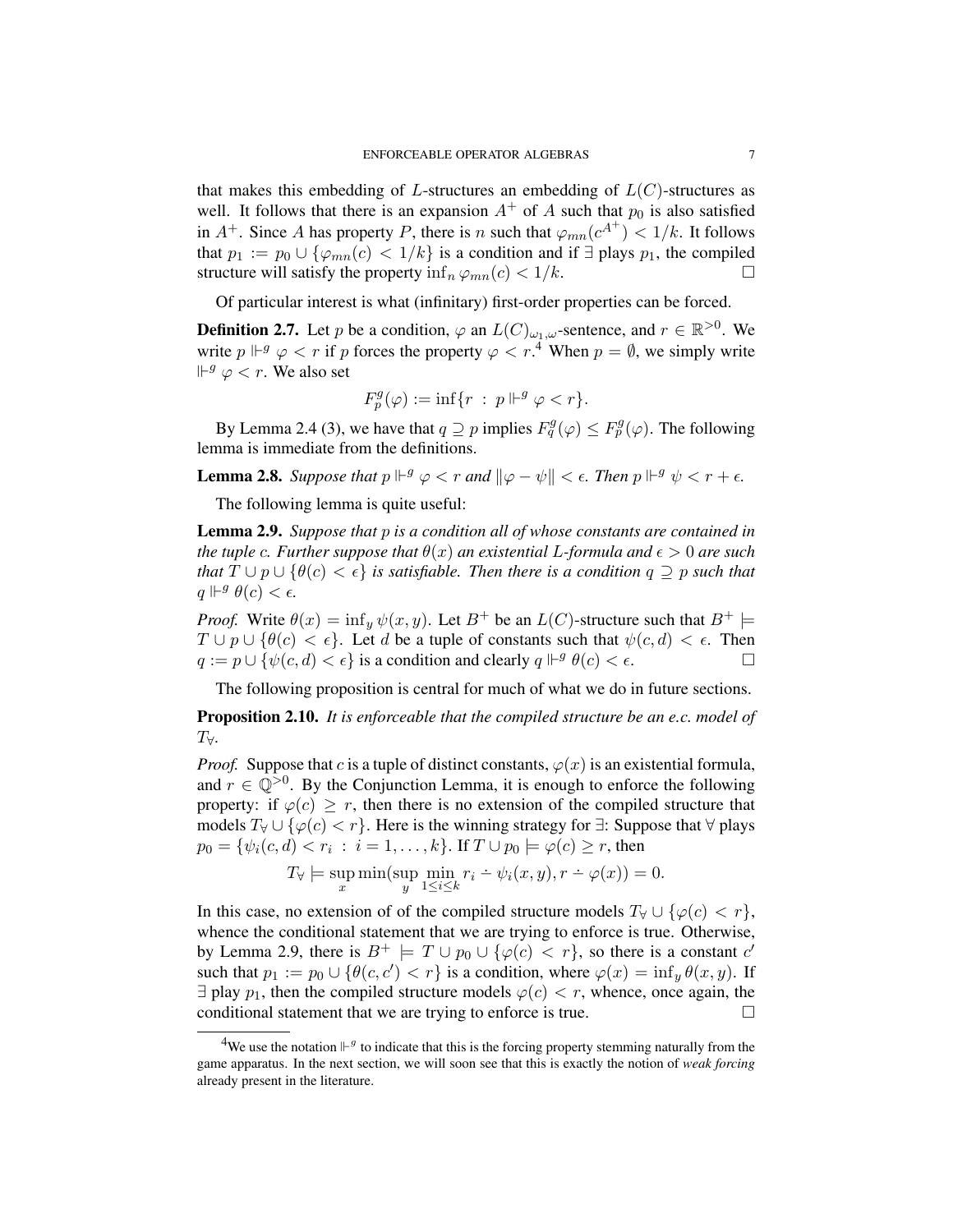that makes this embedding of $L$-structures an embedding of $L(C)$-structures as well. It follows that there is an expansion $A^+$ of $A$ such that $p_0$ is also satisfied in $A^+$. Since $A$ has property $P$, there is $n$ such that $\varphi_{mn}(c^{A^+}) < 1/k$. It follows that $p_1 := p_0 \cup \{\varphi_{mn}(c) < 1/k\}$ is a condition and if $\exists$ plays $p_1$, the compiled structure will satisfy the property $\inf_n \varphi_{mn}(c) < 1/k$. □

Of particular interest is what (infinitary) first-order properties can be forced.

**Definition 2.7.** Let $p$ be a condition, $\varphi$ an $L(C)_{\omega_1,\omega}$-sentence, and $r \in \mathbb{R}^{>0}$. We write $p \Vdash^g \varphi < r$ if $p$ forces the property $\varphi < r$.[4] When $p = \emptyset$, we simply write $\Vdash^g \varphi < r$. We also set

$$F^g_p(\varphi) := \inf\{r \ : \ p \Vdash^g \varphi < r\}.$$

By Lemma 2.4 (3), we have that $q \supseteq p$ implies $F^g_q(\varphi) \leq F^g_p(\varphi)$. The following lemma is immediate from the definitions.

**Lemma 2.8.** *Suppose that $p \Vdash^g \varphi < r$ and $\|\varphi - \psi\| < \epsilon$. Then $p \Vdash^g \psi < r + \epsilon$.*

The following lemma is quite useful:

**Lemma 2.9.** *Suppose that $p$ is a condition all of whose constants are contained in the tuple $c$. Further suppose that $\theta(x)$ an existential $L$-formula and $\epsilon > 0$ are such that $T \cup p \cup \{\theta(c) < \epsilon\}$ is satisfiable. Then there is a condition $q \supseteq p$ such that $q \Vdash^g \theta(c) < \epsilon$.*

*Proof.* Write $\theta(x) = \inf_y \psi(x, y)$. Let $B^+$ be an $L(C)$-structure such that $B^+ \models T \cup p \cup \{\theta(c) < \epsilon\}$. Let $d$ be a tuple of constants such that $\psi(c, d) < \epsilon$. Then $q := p \cup \{\psi(c, d) < \epsilon\}$ is a condition and clearly $q \Vdash^g \theta(c) < \epsilon$. □

The following proposition is central for much of what we do in future sections.

**Proposition 2.10.** *It is enforceable that the compiled structure be an e.c. model of $T_\forall$.*

*Proof.* Suppose that $c$ is a tuple of distinct constants, $\varphi(x)$ is an existential formula, and $r \in \mathbb{Q}^{>0}$. By the Conjunction Lemma, it is enough to enforce the following property: if $\varphi(c) \geq r$, then there is no extension of the compiled structure that models $T_\forall \cup \{\varphi(c) < r\}$. Here is the winning strategy for $\exists$: Suppose that $\forall$ plays $p_0 = \{\psi_i(c, d) < r_i \ : \ i = 1, \ldots, k\}$. If $T \cup p_0 \models \varphi(c) \geq r$, then

$$T_\forall \models \sup_x \min(\sup_y \min_{1 \leq i \leq k} r_i \dot{-} \psi_i(x, y), r \dot{-} \varphi(x)) = 0.$$

In this case, no extension of of the compiled structure models $T_\forall \cup \{\varphi(c) < r\}$, whence the conditional statement that we are trying to enforce is true. Otherwise, by Lemma 2.9, there is $B^+ \models T \cup p_0 \cup \{\varphi(c) < r\}$, so there is a constant $c'$ such that $p_1 := p_0 \cup \{\theta(c, c') < r\}$ is a condition, where $\varphi(x) = \inf_y \theta(x, y)$. If $\exists$ play $p_1$, then the compiled structure models $\varphi(c) < r$, whence, once again, the conditional statement that we are trying to enforce is true. □

[4]We use the notation $\Vdash^g$ to indicate that this is the forcing property stemming naturally from the game apparatus. In the next section, we will soon see that this is exactly the notion of *weak forcing* already present in the literature.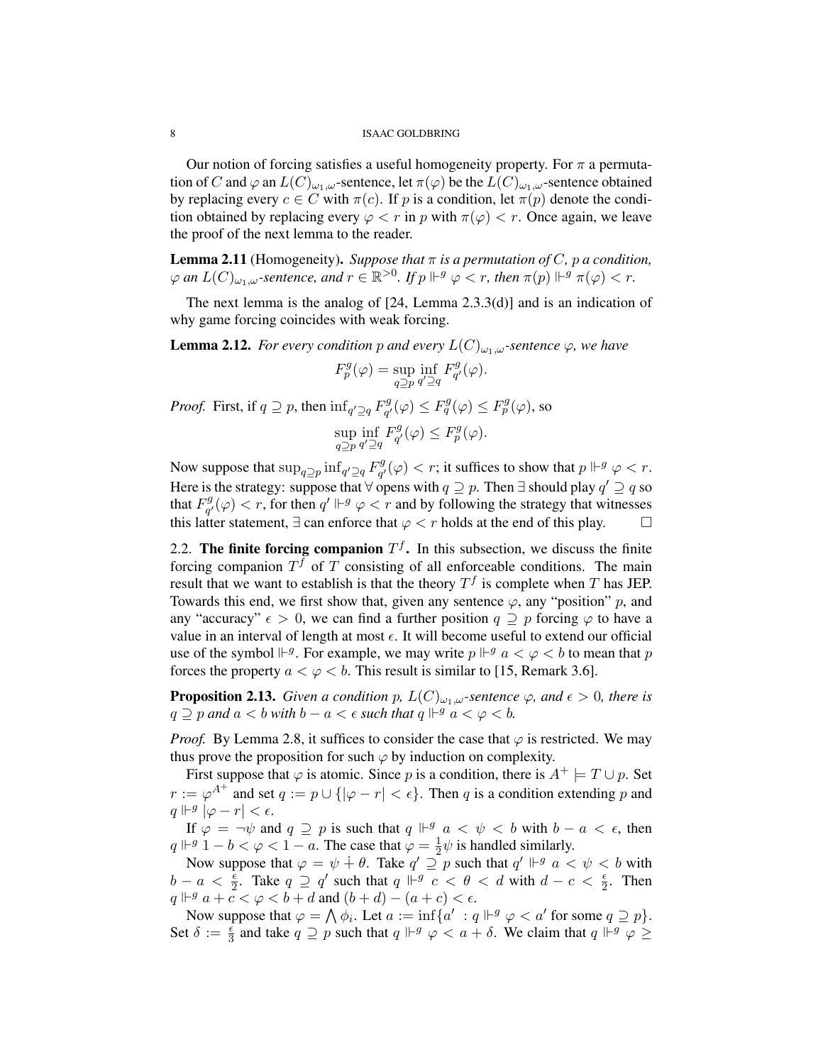Our notion of forcing satisfies a useful homogeneity property. For $\pi$ a permutation of $C$ and $\varphi$ an $L(C)_{\omega_1,\omega}$-sentence, let $\pi(\varphi)$ be the $L(C)_{\omega_1,\omega}$-sentence obtained by replacing every $c \in C$ with $\pi(c)$. If $p$ is a condition, let $\pi(p)$ denote the condition obtained by replacing every $\varphi < r$ in $p$ with $\pi(\varphi) < r$. Once again, we leave the proof of the next lemma to the reader.

**Lemma 2.11** (Homogeneity)**.** *Suppose that $\pi$ is a permutation of $C$, $p$ a condition, $\varphi$ an $L(C)_{\omega_1,\omega}$-sentence, and $r \in \mathbb{R}^{>0}$. If $p \Vdash^g \varphi < r$, then $\pi(p) \Vdash^g \pi(\varphi) < r$.*

The next lemma is the analog of [24, Lemma 2.3.3(d)] and is an indication of why game forcing coincides with weak forcing.

**Lemma 2.12.** *For every condition $p$ and every $L(C)_{\omega_1,\omega}$-sentence $\varphi$, we have*

$$F_p^g(\varphi) = \sup_{q \supseteq p} \inf_{q' \supseteq q} F_{q'}^g(\varphi).$$

*Proof.* First, if $q \supseteq p$, then $\inf_{q' \supseteq q} F_{q'}^g(\varphi) \leq F_q^g(\varphi) \leq F_p^g(\varphi)$, so

$$\sup_{q \supseteq p} \inf_{q' \supseteq q} F_{q'}^g(\varphi) \leq F_p^g(\varphi).$$

Now suppose that $\sup_{q \supseteq p} \inf_{q' \supseteq q} F_{q'}^g(\varphi) < r$; it suffices to show that $p \Vdash^g \varphi < r$. Here is the strategy: suppose that $\forall$ opens with $q \supseteq p$. Then $\exists$ should play $q' \supseteq q$ so that $F_{q'}^g(\varphi) < r$, for then $q' \Vdash^g \varphi < r$ and by following the strategy that witnesses this latter statement, $\exists$ can enforce that $\varphi < r$ holds at the end of this play. $\square$

## 2.2. The finite forcing companion $T^f$.

In this subsection, we discuss the finite forcing companion $T^f$ of $T$ consisting of all enforceable conditions. The main result that we want to establish is that the theory $T^f$ is complete when $T$ has JEP. Towards this end, we first show that, given any sentence $\varphi$, any "position" $p$, and any "accuracy" $\epsilon > 0$, we can find a further position $q \supseteq p$ forcing $\varphi$ to have a value in an interval of length at most $\epsilon$. It will become useful to extend our official use of the symbol $\Vdash^g$. For example, we may write $p \Vdash^g a < \varphi < b$ to mean that $p$ forces the property $a < \varphi < b$. This result is similar to [15, Remark 3.6].

**Proposition 2.13.** *Given a condition $p$, $L(C)_{\omega_1,\omega}$-sentence $\varphi$, and $\epsilon > 0$, there is $q \supseteq p$ and $a < b$ with $b - a < \epsilon$ such that $q \Vdash^g a < \varphi < b$.*

*Proof.* By Lemma 2.8, it suffices to consider the case that $\varphi$ is restricted. We may thus prove the proposition for such $\varphi$ by induction on complexity.

First suppose that $\varphi$ is atomic. Since $p$ is a condition, there is $A^+ \models T \cup p$. Set $r := \varphi^{A^+}$ and set $q := p \cup \{|\varphi - r| < \epsilon\}$. Then $q$ is a condition extending $p$ and $q \Vdash^g |\varphi - r| < \epsilon$.

If $\varphi = \neg\psi$ and $q \supseteq p$ is such that $q \Vdash^g a < \psi < b$ with $b - a < \epsilon$, then $q \Vdash^g 1 - b < \varphi < 1 - a$. The case that $\varphi = \frac{1}{2}\psi$ is handled similarly.

Now suppose that $\varphi = \psi \dot{+} \theta$. Take $q' \supseteq p$ such that $q' \Vdash^g a < \psi < b$ with $b - a < \frac{\epsilon}{2}$. Take $q \supseteq q'$ such that $q \Vdash^g c < \theta < d$ with $d - c < \frac{\epsilon}{2}$. Then $q \Vdash^g a + c < \varphi < b + d$ and $(b + d) - (a + c) < \epsilon$.

Now suppose that $\varphi = \bigwedge \phi_i$. Let $a := \inf\{a' : q \Vdash^g \varphi < a' \text{ for some } q \supseteq p\}$. Set $\delta := \frac{\epsilon}{3}$ and take $q \supseteq p$ such that $q \Vdash^g \varphi < a + \delta$. We claim that $q \Vdash^g \varphi \geq$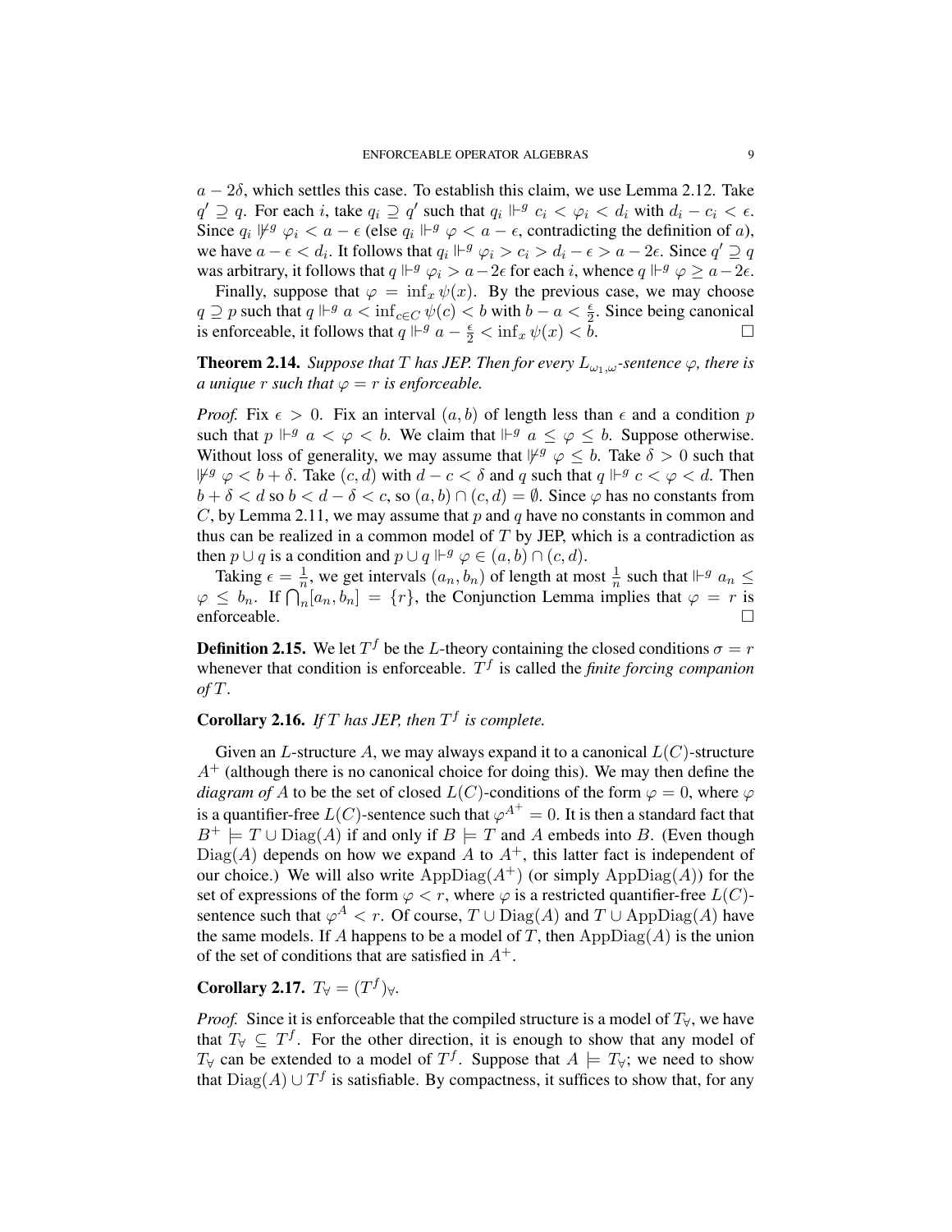$a - 2\delta$, which settles this case. To establish this claim, we use Lemma 2.12. Take $q' \supseteq q$. For each $i$, take $q_i \supseteq q'$ such that $q_i \Vdash^g c_i < \varphi_i < d_i$ with $d_i - c_i < \epsilon$. Since $q_i \not\Vdash^g \varphi_i < a - \epsilon$ (else $q_i \Vdash^g \varphi < a - \epsilon$, contradicting the definition of $a$), we have $a - \epsilon < d_i$. It follows that $q_i \Vdash^g \varphi_i > c_i > d_i - \epsilon > a - 2\epsilon$. Since $q' \supseteq q$ was arbitrary, it follows that $q \Vdash^g \varphi_i > a - 2\epsilon$ for each $i$, whence $q \Vdash^g \varphi \geq a - 2\epsilon$.

Finally, suppose that $\varphi = \inf_x \psi(x)$. By the previous case, we may choose $q \supseteq p$ such that $q \Vdash^g a < \inf_{c \in C} \psi(c) < b$ with $b - a < \frac{\epsilon}{2}$. Since being canonical is enforceable, it follows that $q \Vdash^g a - \frac{\epsilon}{2} < \inf_x \psi(x) < b$. □

**Theorem 2.14.** *Suppose that $T$ has JEP. Then for every $L_{\omega_1,\omega}$-sentence $\varphi$, there is a unique $r$ such that $\varphi = r$ is enforceable.*

*Proof.* Fix $\epsilon > 0$. Fix an interval $(a, b)$ of length less than $\epsilon$ and a condition $p$ such that $p \Vdash^g a < \varphi < b$. We claim that $\Vdash^g a \leq \varphi \leq b$. Suppose otherwise. Without loss of generality, we may assume that $\not\Vdash^g \varphi \leq b$. Take $\delta > 0$ such that $\not\Vdash^g \varphi < b + \delta$. Take $(c, d)$ with $d - c < \delta$ and $q$ such that $q \Vdash^g c < \varphi < d$. Then $b + \delta < d$ so $b < d - \delta < c$, so $(a, b) \cap (c, d) = \emptyset$. Since $\varphi$ has no constants from $C$, by Lemma 2.11, we may assume that $p$ and $q$ have no constants in common and thus can be realized in a common model of $T$ by JEP, which is a contradiction as then $p \cup q$ is a condition and $p \cup q \Vdash^g \varphi \in (a, b) \cap (c, d)$.

Taking $\epsilon = \frac{1}{n}$, we get intervals $(a_n, b_n)$ of length at most $\frac{1}{n}$ such that $\Vdash^g a_n \leq \varphi \leq b_n$. If $\bigcap_n [a_n, b_n] = \{r\}$, the Conjunction Lemma implies that $\varphi = r$ is enforceable. □

**Definition 2.15.** We let $T^f$ be the $L$-theory containing the closed conditions $\sigma = r$ whenever that condition is enforceable. $T^f$ is called the *finite forcing companion of $T$*.

**Corollary 2.16.** *If $T$ has JEP, then $T^f$ is complete.*

Given an $L$-structure $A$, we may always expand it to a canonical $L(C)$-structure $A^+$ (although there is no canonical choice for doing this). We may then define the *diagram of* $A$ to be the set of closed $L(C)$-conditions of the form $\varphi = 0$, where $\varphi$ is a quantifier-free $L(C)$-sentence such that $\varphi^{A^+} = 0$. It is then a standard fact that $B^+ \models T \cup \mathrm{Diag}(A)$ if and only if $B \models T$ and $A$ embeds into $B$. (Even though $\mathrm{Diag}(A)$ depends on how we expand $A$ to $A^+$, this latter fact is independent of our choice.) We will also write $\mathrm{AppDiag}(A^+)$ (or simply $\mathrm{AppDiag}(A)$) for the set of expressions of the form $\varphi < r$, where $\varphi$ is a restricted quantifier-free $L(C)$-sentence such that $\varphi^A < r$. Of course, $T \cup \mathrm{Diag}(A)$ and $T \cup \mathrm{AppDiag}(A)$ have the same models. If $A$ happens to be a model of $T$, then $\mathrm{AppDiag}(A)$ is the union of the set of conditions that are satisfied in $A^+$.

**Corollary 2.17.** $T_\forall = (T^f)_\forall$.

*Proof.* Since it is enforceable that the compiled structure is a model of $T_\forall$, we have that $T_\forall \subseteq T^f$. For the other direction, it is enough to show that any model of $T_\forall$ can be extended to a model of $T^f$. Suppose that $A \models T_\forall$; we need to show that $\mathrm{Diag}(A) \cup T^f$ is satisfiable. By compactness, it suffices to show that, for any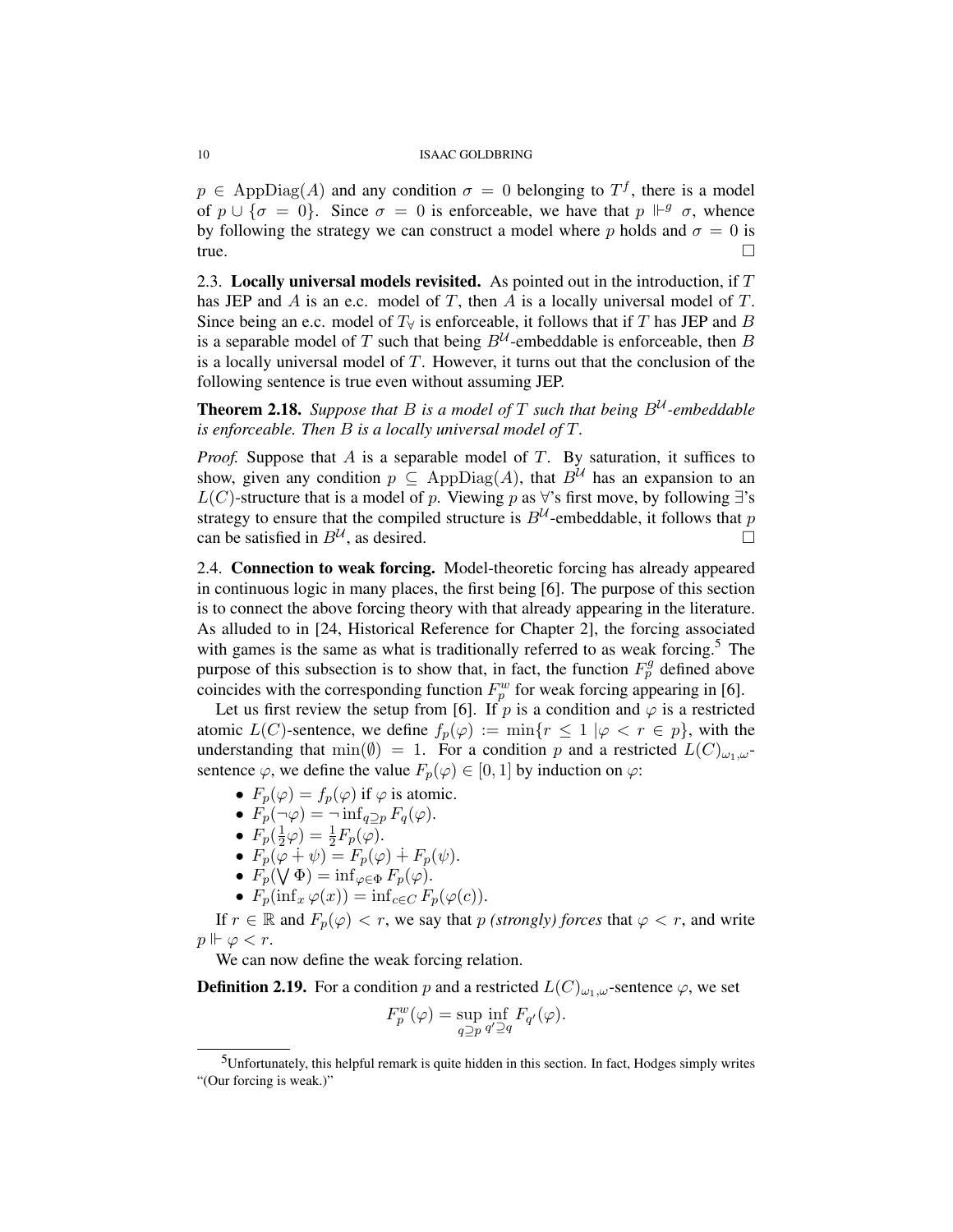$p \in \operatorname{AppDiag}(A)$ and any condition $\sigma = 0$ belonging to $T^f$, there is a model of $p \cup \{\sigma = 0\}$. Since $\sigma = 0$ is enforceable, we have that $p \Vdash^g \sigma$, whence by following the strategy we can construct a model where $p$ holds and $\sigma = 0$ is true. □

### 2.3. Locally universal models revisited.

As pointed out in the introduction, if $T$ has JEP and $A$ is an e.c. model of $T$, then $A$ is a locally universal model of $T$. Since being an e.c. model of $T_\forall$ is enforceable, it follows that if $T$ has JEP and $B$ is a separable model of $T$ such that being $B^{\mathcal{U}}$-embeddable is enforceable, then $B$ is a locally universal model of $T$. However, it turns out that the conclusion of the following sentence is true even without assuming JEP.

**Theorem 2.18.** *Suppose that $B$ is a model of $T$ such that being $B^{\mathcal{U}}$-embeddable is enforceable. Then $B$ is a locally universal model of $T$.*

*Proof.* Suppose that $A$ is a separable model of $T$. By saturation, it suffices to show, given any condition $p \subseteq \operatorname{AppDiag}(A)$, that $B^{\mathcal{U}}$ has an expansion to an $L(C)$-structure that is a model of $p$. Viewing $p$ as $\forall$'s first move, by following $\exists$'s strategy to ensure that the compiled structure is $B^{\mathcal{U}}$-embeddable, it follows that $p$ can be satisfied in $B^{\mathcal{U}}$, as desired. □

### 2.4. Connection to weak forcing.

Model-theoretic forcing has already appeared in continuous logic in many places, the first being [6]. The purpose of this section is to connect the above forcing theory with that already appearing in the literature. As alluded to in [24, Historical Reference for Chapter 2], the forcing associated with games is the same as what is traditionally referred to as weak forcing.[5] The purpose of this subsection is to show that, in fact, the function $F_p^g$ defined above coincides with the corresponding function $F_p^w$ for weak forcing appearing in [6].

Let us first review the setup from [6]. If $p$ is a condition and $\varphi$ is a restricted atomic $L(C)$-sentence, we define $f_p(\varphi) := \min\{r \leq 1 \mid \varphi < r \in p\}$, with the understanding that $\min(\emptyset) = 1$. For a condition $p$ and a restricted $L(C)_{\omega_1,\omega}$-sentence $\varphi$, we define the value $F_p(\varphi) \in [0,1]$ by induction on $\varphi$:

- $F_p(\varphi) = f_p(\varphi)$ if $\varphi$ is atomic.
- $F_p(\neg\varphi) = \neg \inf_{q \supseteq p} F_q(\varphi)$.
- $F_p(\frac{1}{2}\varphi) = \frac{1}{2}F_p(\varphi)$.
- $F_p(\varphi \dotplus \psi) = F_p(\varphi) \dotplus F_p(\psi)$.
- $F_p(\bigvee \Phi) = \inf_{\varphi \in \Phi} F_p(\varphi)$.
- $F_p(\inf_x \varphi(x)) = \inf_{c \in C} F_p(\varphi(c))$.

If $r \in \mathbb{R}$ and $F_p(\varphi) < r$, we say that $p$ *(strongly) forces* that $\varphi < r$, and write $p \Vdash \varphi < r$.

We can now define the weak forcing relation.

**Definition 2.19.** For a condition $p$ and a restricted $L(C)_{\omega_1,\omega}$-sentence $\varphi$, we set

$$F_p^w(\varphi) = \sup_{q \supseteq p} \inf_{q' \supseteq q} F_{q'}(\varphi).$$

[5] Unfortunately, this helpful remark is quite hidden in this section. In fact, Hodges simply writes "(Our forcing is weak.)"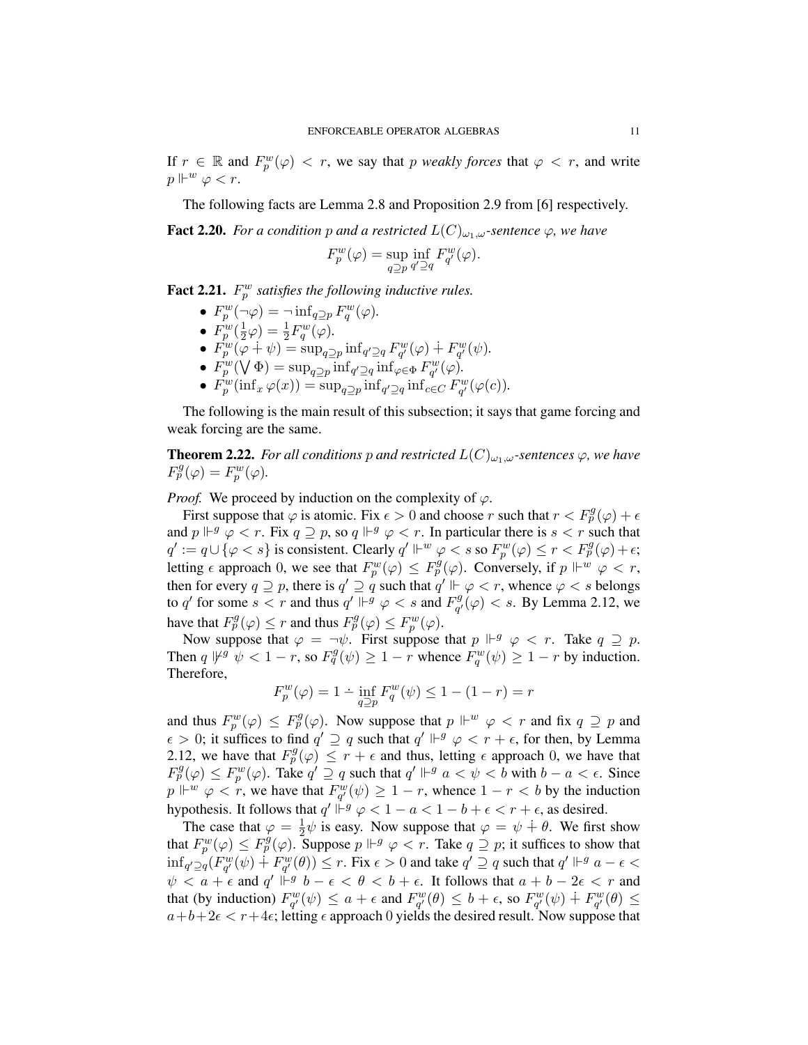If $r \in \mathbb{R}$ and $F_p^w(\varphi) < r$, we say that $p$ *weakly forces* that $\varphi < r$, and write $p \Vdash^w \varphi < r$.

The following facts are Lemma 2.8 and Proposition 2.9 from [6] respectively.

**Fact 2.20.** *For a condition $p$ and a restricted $L(C)_{\omega_1,\omega}$-sentence $\varphi$, we have*

$$F_p^w(\varphi) = \sup_{q \supseteq p} \inf_{q' \supseteq q} F_{q'}^w(\varphi).$$

**Fact 2.21.** *$F_p^w$ satisfies the following inductive rules.*

- $F_p^w(\neg\varphi) = \neg \inf_{q \supseteq p} F_q^w(\varphi)$.
- $F_p^w(\frac{1}{2}\varphi) = \frac{1}{2}F_q^w(\varphi)$.
- $F_p^w(\varphi \dotplus \psi) = \sup_{q \supseteq p} \inf_{q' \supseteq q} F_{q'}^w(\varphi) \dotplus F_{q'}^w(\psi)$.
- $F_p^w(\bigvee \Phi) = \sup_{q \supseteq p} \inf_{q' \supseteq q} \inf_{\varphi \in \Phi} F_{q'}^w(\varphi)$.
- $F_p^w(\inf_x \varphi(x)) = \sup_{q \supseteq p} \inf_{q' \supseteq q} \inf_{c \in C} F_{q'}^w(\varphi(c))$.

The following is the main result of this subsection; it says that game forcing and weak forcing are the same.

**Theorem 2.22.** *For all conditions $p$ and restricted $L(C)_{\omega_1,\omega}$-sentences $\varphi$, we have $F_p^g(\varphi) = F_p^w(\varphi)$.*

*Proof.* We proceed by induction on the complexity of $\varphi$.

First suppose that $\varphi$ is atomic. Fix $\epsilon > 0$ and choose $r$ such that $r < F_p^g(\varphi) + \epsilon$ and $p \Vdash^g \varphi < r$. Fix $q \supseteq p$, so $q \Vdash^g \varphi < r$. In particular there is $s < r$ such that $q' := q \cup \{\varphi < s\}$ is consistent. Clearly $q' \Vdash^w \varphi < s$ so $F_p^w(\varphi) \leq r < F_p^g(\varphi) + \epsilon$; letting $\epsilon$ approach 0, we see that $F_p^w(\varphi) \leq F_p^g(\varphi)$. Conversely, if $p \Vdash^w \varphi < r$, then for every $q \supseteq p$, there is $q' \supseteq q$ such that $q' \Vdash \varphi < r$, whence $\varphi < s$ belongs to $q'$ for some $s < r$ and thus $q' \Vdash^g \varphi < s$ and $F_{q'}^g(\varphi) < s$. By Lemma 2.12, we have that $F_p^g(\varphi) \leq r$ and thus $F_p^g(\varphi) \leq F_p^w(\varphi)$.

Now suppose that $\varphi = \neg\psi$. First suppose that $p \Vdash^g \varphi < r$. Take $q \supseteq p$. Then $q \nVdash^g \psi < 1 - r$, so $F_q^g(\psi) \geq 1 - r$ whence $F_q^w(\psi) \geq 1 - r$ by induction. Therefore,

$$F_p^w(\varphi) = 1 \dot{-} \inf_{q \supseteq p} F_q^w(\psi) \leq 1 - (1 - r) = r$$

and thus $F_p^w(\varphi) \leq F_p^g(\varphi)$. Now suppose that $p \Vdash^w \varphi < r$ and fix $q \supseteq p$ and $\epsilon > 0$; it suffices to find $q' \supseteq q$ such that $q' \Vdash^g \varphi < r + \epsilon$, for then, by Lemma 2.12, we have that $F_p^g(\varphi) \leq r + \epsilon$ and thus, letting $\epsilon$ approach 0, we have that $F_p^g(\varphi) \leq F_p^w(\varphi)$. Take $q' \supseteq q$ such that $q' \Vdash^g a < \psi < b$ with $b - a < \epsilon$. Since $p \Vdash^w \varphi < r$, we have that $F_{q'}^w(\psi) \geq 1 - r$, whence $1 - r < b$ by the induction hypothesis. It follows that $q' \Vdash^g \varphi < 1 - a < 1 - b + \epsilon < r + \epsilon$, as desired.

The case that $\varphi = \frac{1}{2}\psi$ is easy. Now suppose that $\varphi = \psi \dotplus \theta$. We first show that $F_p^w(\varphi) \leq F_p^g(\varphi)$. Suppose $p \Vdash^g \varphi < r$. Take $q \supseteq p$; it suffices to show that $\inf_{q' \supseteq q}(F_{q'}^w(\psi) \dotplus F_{q'}^w(\theta)) \leq r$. Fix $\epsilon > 0$ and take $q' \supseteq q$ such that $q' \Vdash^g a - \epsilon < \psi < a + \epsilon$ and $q' \Vdash^g b - \epsilon < \theta < b + \epsilon$. It follows that $a + b - 2\epsilon < r$ and that (by induction) $F_{q'}^w(\psi) \leq a + \epsilon$ and $F_{q'}^w(\theta) \leq b + \epsilon$, so $F_{q'}^w(\psi) \dotplus F_{q'}^w(\theta) \leq a + b + 2\epsilon < r + 4\epsilon$; letting $\epsilon$ approach 0 yields the desired result. Now suppose that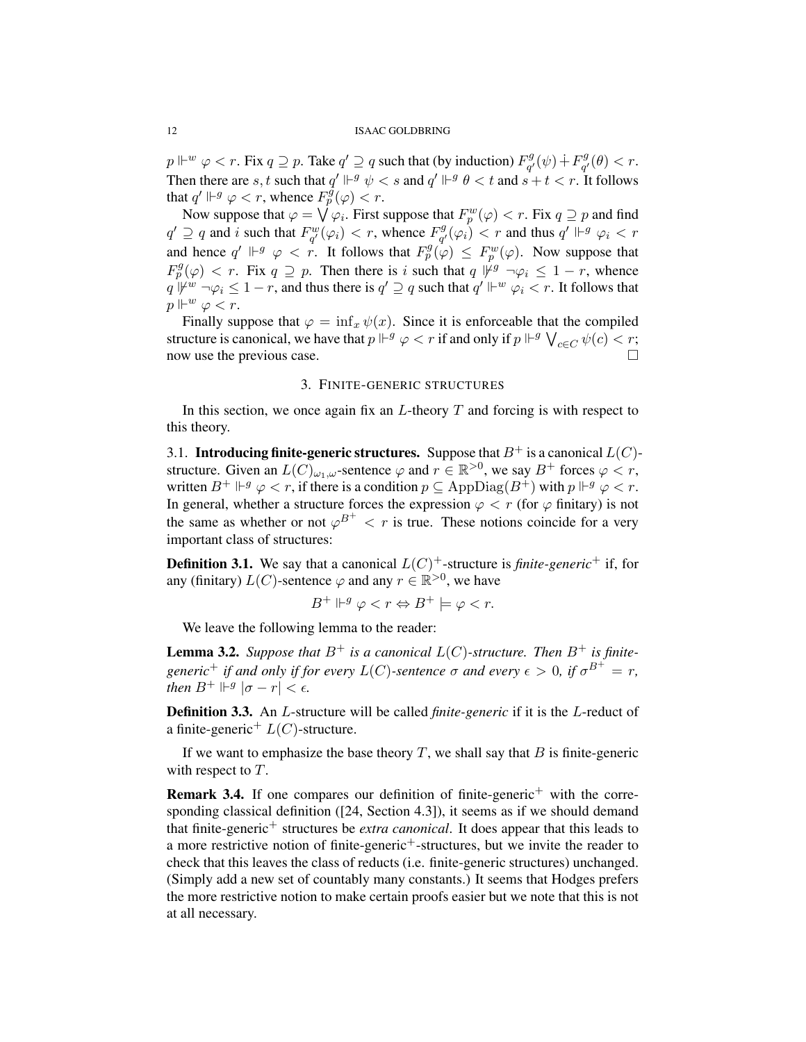$p \Vdash^w \varphi < r$. Fix $q \supseteq p$. Take $q' \supseteq q$ such that (by induction) $F^g_{q'}(\psi) \dot{+} F^g_{q'}(\theta) < r$. Then there are $s, t$ such that $q' \Vdash^g \psi < s$ and $q' \Vdash^g \theta < t$ and $s + t < r$. It follows that $q' \Vdash^g \varphi < r$, whence $F^g_p(\varphi) < r$.

Now suppose that $\varphi = \bigvee \varphi_i$. First suppose that $F^w_p(\varphi) < r$. Fix $q \supseteq p$ and find $q' \supseteq q$ and $i$ such that $F^w_{q'}(\varphi_i) < r$, whence $F^g_{q'}(\varphi_i) < r$ and thus $q' \Vdash^g \varphi_i < r$ and hence $q' \Vdash^g \varphi < r$. It follows that $F^g_p(\varphi) \leq F^w_p(\varphi)$. Now suppose that $F^g_p(\varphi) < r$. Fix $q \supseteq p$. Then there is $i$ such that $q \nVdash^g \neg\varphi_i \leq 1 - r$, whence $q \nVdash^w \neg\varphi_i \leq 1 - r$, and thus there is $q' \supseteq q$ such that $q' \Vdash^w \varphi_i < r$. It follows that $p \Vdash^w \varphi < r$.

Finally suppose that $\varphi = \inf_x \psi(x)$. Since it is enforceable that the compiled structure is canonical, we have that $p \Vdash^g \varphi < r$ if and only if $p \Vdash^g \bigvee_{c \in C} \psi(c) < r$; now use the previous case. $\square$

## 3. Finite-generic structures

In this section, we once again fix an $L$-theory $T$ and forcing is with respect to this theory.

### 3.1. Introducing finite-generic structures.

Suppose that $B^+$ is a canonical $L(C)$-structure. Given an $L(C)_{\omega_1,\omega}$-sentence $\varphi$ and $r \in \mathbb{R}^{>0}$, we say $B^+$ forces $\varphi < r$, written $B^+ \Vdash^g \varphi < r$, if there is a condition $p \subseteq \mathrm{AppDiag}(B^+)$ with $p \Vdash^g \varphi < r$. In general, whether a structure forces the expression $\varphi < r$ (for $\varphi$ finitary) is not the same as whether or not $\varphi^{B^+} < r$ is true. These notions coincide for a very important class of structures:

**Definition 3.1.** We say that a canonical $L(C)^+$-structure is *finite-generic*$^+$ if, for any (finitary) $L(C)$-sentence $\varphi$ and any $r \in \mathbb{R}^{>0}$, we have

$$B^+ \Vdash^g \varphi < r \Leftrightarrow B^+ \models \varphi < r.$$

We leave the following lemma to the reader:

**Lemma 3.2.** *Suppose that $B^+$ is a canonical $L(C)$-structure. Then $B^+$ is finite-generic$^+$ if and only if for every $L(C)$-sentence $\sigma$ and every $\epsilon > 0$, if $\sigma^{B^+} = r$, then $B^+ \Vdash^g |\sigma - r| < \epsilon$.*

**Definition 3.3.** An $L$-structure will be called *finite-generic* if it is the $L$-reduct of a finite-generic$^+$ $L(C)$-structure.

If we want to emphasize the base theory $T$, we shall say that $B$ is finite-generic with respect to $T$.

**Remark 3.4.** If one compares our definition of finite-generic$^+$ with the corresponding classical definition ([24, Section 4.3]), it seems as if we should demand that finite-generic$^+$ structures be *extra canonical*. It does appear that this leads to a more restrictive notion of finite-generic$^+$-structures, but we invite the reader to check that this leaves the class of reducts (i.e. finite-generic structures) unchanged. (Simply add a new set of countably many constants.) It seems that Hodges prefers the more restrictive notion to make certain proofs easier but we note that this is not at all necessary.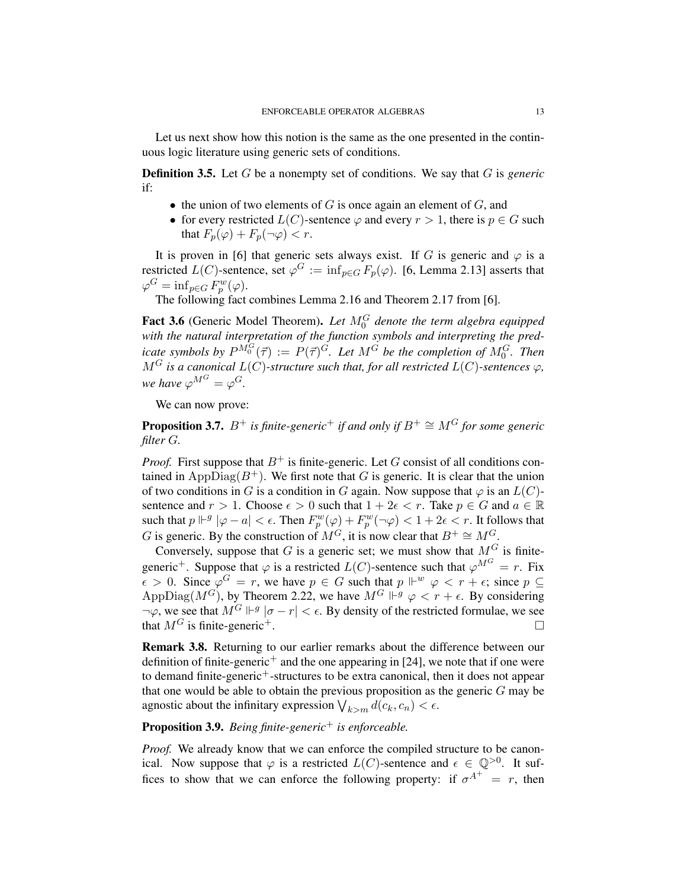Let us next show how this notion is the same as the one presented in the continuous logic literature using generic sets of conditions.

**Definition 3.5.** Let $G$ be a nonempty set of conditions. We say that $G$ is *generic* if:

- the union of two elements of $G$ is once again an element of $G$, and
- for every restricted $L(C)$-sentence $\varphi$ and every $r > 1$, there is $p \in G$ such that $F_p(\varphi) + F_p(\neg\varphi) < r$.

It is proven in [6] that generic sets always exist. If $G$ is generic and $\varphi$ is a restricted $L(C)$-sentence, set $\varphi^G := \inf_{p \in G} F_p(\varphi)$. [6, Lemma 2.13] asserts that $\varphi^G = \inf_{p\in G} F^w_p(\varphi)$.

The following fact combines Lemma 2.16 and Theorem 2.17 from [6].

**Fact 3.6** (Generic Model Theorem)**.** *Let $M_0^G$ denote the term algebra equipped with the natural interpretation of the function symbols and interpreting the predicate symbols by $P^{M_0^G}(\vec{\tau}) := P(\vec{\tau})^G$. Let $M^G$ be the completion of $M_0^G$. Then $M^G$ is a canonical $L(C)$-structure such that, for all restricted $L(C)$-sentences $\varphi$, we have $\varphi^{M^G} = \varphi^G$.*

We can now prove:

**Proposition 3.7.** *$B^+$ is finite-generic$^+$ if and only if $B^+ \cong M^G$ for some generic filter $G$.*

*Proof.* First suppose that $B^+$ is finite-generic. Let $G$ consist of all conditions contained in $\mathrm{AppDiag}(B^+)$. We first note that $G$ is generic. It is clear that the union of two conditions in $G$ is a condition in $G$ again. Now suppose that $\varphi$ is an $L(C)$-sentence and $r > 1$. Choose $\epsilon > 0$ such that $1 + 2\epsilon < r$. Take $p \in G$ and $a \in \mathbb{R}$ such that $p \Vdash^g |\varphi - a| < \epsilon$. Then $F^w_p(\varphi) + F^w_p(\neg\varphi) < 1 + 2\epsilon < r$. It follows that $G$ is generic. By the construction of $M^G$, it is now clear that $B^+ \cong M^G$.

Conversely, suppose that $G$ is a generic set; we must show that $M^G$ is finite-generic$^+$. Suppose that $\varphi$ is a restricted $L(C)$-sentence such that $\varphi^{M^G} = r$. Fix $\epsilon > 0$. Since $\varphi^G = r$, we have $p \in G$ such that $p \Vdash^w \varphi < r + \epsilon$; since $p \subseteq \mathrm{AppDiag}(M^G)$, by Theorem 2.22, we have $M^G \Vdash^g \varphi < r + \epsilon$. By considering $\neg\varphi$, we see that $M^G \Vdash^g |\sigma - r| < \epsilon$. By density of the restricted formulae, we see that $M^G$ is finite-generic$^+$. $\square$

**Remark 3.8.** Returning to our earlier remarks about the difference between our definition of finite-generic$^+$ and the one appearing in [24], we note that if one were to demand finite-generic$^+$-structures to be extra canonical, then it does not appear that one would be able to obtain the previous proposition as the generic $G$ may be agnostic about the infinitary expression $\bigvee_{k>m} d(c_k, c_n) < \epsilon$.

**Proposition 3.9.** *Being finite-generic$^+$ is enforceable.*

*Proof.* We already know that we can enforce the compiled structure to be canonical. Now suppose that $\varphi$ is a restricted $L(C)$-sentence and $\epsilon \in \mathbb{Q}^{>0}$. It suffices to show that we can enforce the following property: if $\sigma^{A^+} = r$, then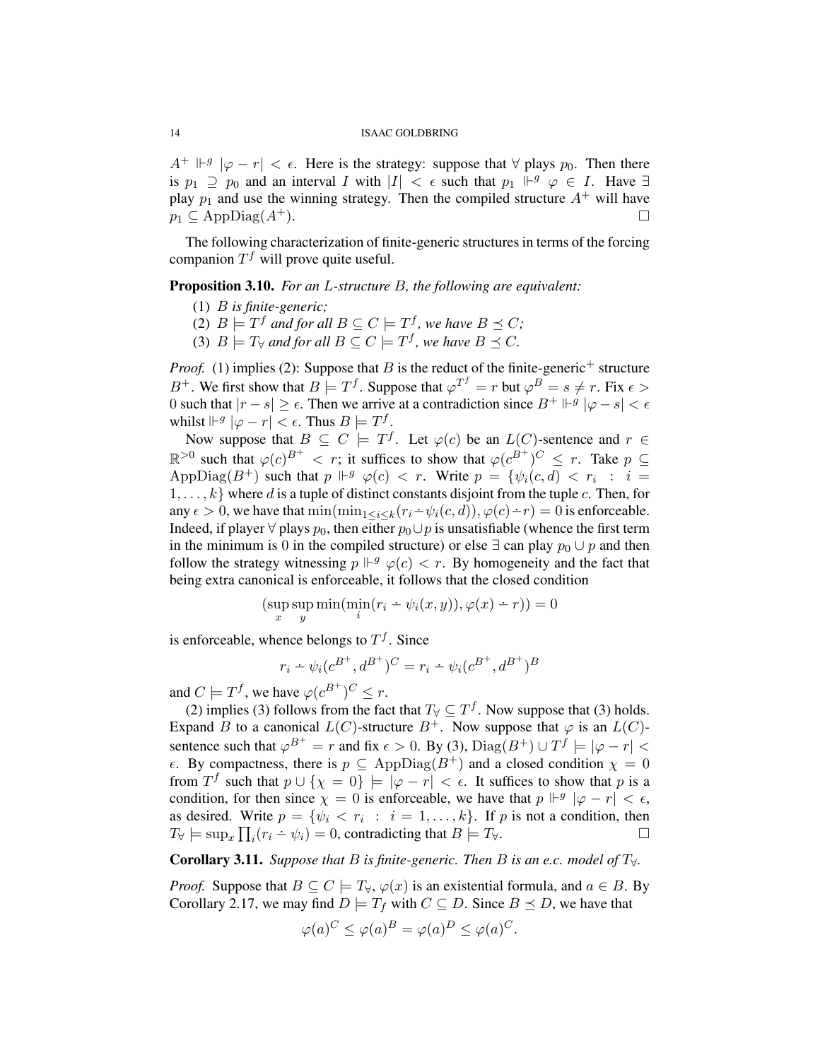$A^+ \Vdash^g |\varphi - r| < \epsilon$. Here is the strategy: suppose that $\forall$ plays $p_0$. Then there is $p_1 \supseteq p_0$ and an interval $I$ with $|I| < \epsilon$ such that $p_1 \Vdash^g \varphi \in I$. Have $\exists$ play $p_1$ and use the winning strategy. Then the compiled structure $A^+$ will have $p_1 \subseteq \mathrm{AppDiag}(A^+)$. $\square$

The following characterization of finite-generic structures in terms of the forcing companion $T^f$ will prove quite useful.

**Proposition 3.10.** *For an $L$-structure $B$, the following are equivalent:*

1. *$B$ is finite-generic;*
2. *$B \models T^f$ and for all $B \subseteq C \models T^f$, we have $B \preceq C$;*
3. *$B \models T_\forall$ and for all $B \subseteq C \models T^f$, we have $B \preceq C$.*

*Proof.* (1) implies (2): Suppose that $B$ is the reduct of the finite-generic$^+$ structure $B^+$. We first show that $B \models T^f$. Suppose that $\varphi^{T^f} = r$ but $\varphi^B = s \neq r$. Fix $\epsilon > 0$ such that $|r - s| \geq \epsilon$. Then we arrive at a contradiction since $B^+ \Vdash^g |\varphi - s| < \epsilon$ whilst $\Vdash^g |\varphi - r| < \epsilon$. Thus $B \models T^f$.

Now suppose that $B \subseteq C \models T^f$. Let $\varphi(c)$ be an $L(C)$-sentence and $r \in \mathbb{R}^{>0}$ such that $\varphi(c)^{B^+} < r$; it suffices to show that $\varphi(c^{B^+})^C \leq r$. Take $p \subseteq \mathrm{AppDiag}(B^+)$ such that $p \Vdash^g \varphi(c) < r$. Write $p = \{\psi_i(c, d) < r_i \ : \ i = 1, \ldots, k\}$ where $d$ is a tuple of distinct constants disjoint from the tuple $c$. Then, for any $\epsilon > 0$, we have that $\min(\min_{1 \leq i \leq k}(r_i \dot{-} \psi_i(c, d)), \varphi(c) \dot{-} r) = 0$ is enforceable. Indeed, if player $\forall$ plays $p_0$, then either $p_0 \cup p$ is unsatisfiable (whence the first term in the minimum is 0 in the compiled structure) or else $\exists$ can play $p_0 \cup p$ and then follow the strategy witnessing $p \Vdash^g \varphi(c) < r$. By homogeneity and the fact that being extra canonical is enforceable, it follows that the closed condition

$$(\sup_x \sup_y \min(\min_i(r_i \dot{-} \psi_i(x, y)), \varphi(x) \dot{-} r)) = 0$$

is enforceable, whence belongs to $T^f$. Since

$$r_i \dot{-} \psi_i(c^{B^+}, d^{B^+})^C = r_i \dot{-} \psi_i(c^{B^+}, d^{B^+})^B$$

and $C \models T^f$, we have $\varphi(c^{B^+})^C \leq r$.

(2) implies (3) follows from the fact that $T_\forall \subseteq T^f$. Now suppose that (3) holds. Expand $B$ to a canonical $L(C)$-structure $B^+$. Now suppose that $\varphi$ is an $L(C)$-sentence such that $\varphi^{B^+} = r$ and fix $\epsilon > 0$. By (3), $\mathrm{Diag}(B^+) \cup T^f \models |\varphi - r| < \epsilon$. By compactness, there is $p \subseteq \mathrm{AppDiag}(B^+)$ and a closed condition $\chi = 0$ from $T^f$ such that $p \cup \{\chi = 0\} \models |\varphi - r| < \epsilon$. It suffices to show that $p$ is a condition, for then since $\chi = 0$ is enforceable, we have that $p \Vdash^g |\varphi - r| < \epsilon$, as desired. Write $p = \{\psi_i < r_i \ : \ i = 1, \ldots, k\}$. If $p$ is not a condition, then $T_\forall \models \sup_x \prod_i (r_i \dot{-} \psi_i) = 0$, contradicting that $B \models T_\forall$. $\square$

**Corollary 3.11.** *Suppose that $B$ is finite-generic. Then $B$ is an e.c. model of $T_\forall$.*

*Proof.* Suppose that $B \subseteq C \models T_\forall$, $\varphi(x)$ is an existential formula, and $a \in B$. By Corollary 2.17, we may find $D \models T_f$ with $C \subseteq D$. Since $B \preceq D$, we have that

$$\varphi(a)^C \leq \varphi(a)^B = \varphi(a)^D \leq \varphi(a)^C.$$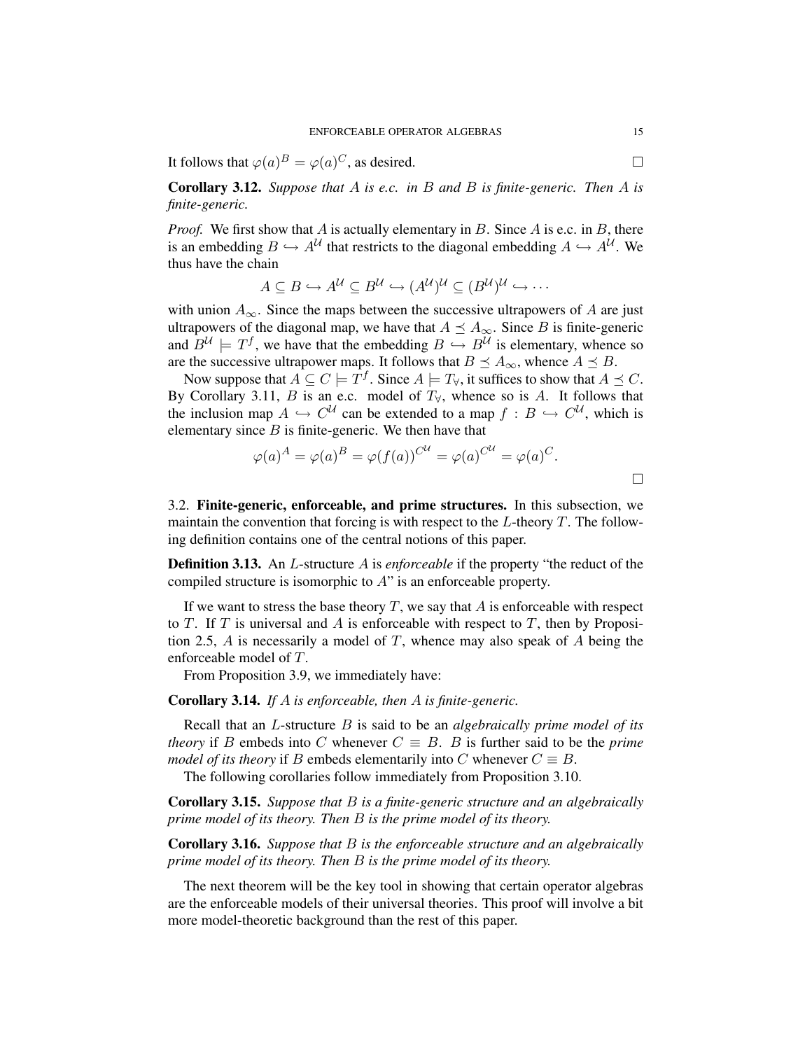It follows that $\varphi(a)^B = \varphi(a)^C$, as desired. □

**Corollary 3.12.** *Suppose that $A$ is e.c. in $B$ and $B$ is finite-generic. Then $A$ is finite-generic.*

*Proof.* We first show that $A$ is actually elementary in $B$. Since $A$ is e.c. in $B$, there is an embedding $B \hookrightarrow A^{\mathcal{U}}$ that restricts to the diagonal embedding $A \hookrightarrow A^{\mathcal{U}}$. We thus have the chain

$$A \subseteq B \hookrightarrow A^{\mathcal{U}} \subseteq B^{\mathcal{U}} \hookrightarrow (A^{\mathcal{U}})^{\mathcal{U}} \subseteq (B^{\mathcal{U}})^{\mathcal{U}} \hookrightarrow \cdots$$

with union $A_\infty$. Since the maps between the successive ultrapowers of $A$ are just ultrapowers of the diagonal map, we have that $A \preceq A_\infty$. Since $B$ is finite-generic and $B^{\mathcal{U}} \models T^f$, we have that the embedding $B \hookrightarrow B^{\mathcal{U}}$ is elementary, whence so are the successive ultrapower maps. It follows that $B \preceq A_\infty$, whence $A \preceq B$.

Now suppose that $A \subseteq C \models T^f$. Since $A \models T_\forall$, it suffices to show that $A \preceq C$. By Corollary 3.11, $B$ is an e.c. model of $T_\forall$, whence so is $A$. It follows that the inclusion map $A \hookrightarrow C^{\mathcal{U}}$ can be extended to a map $f : B \hookrightarrow C^{\mathcal{U}}$, which is elementary since $B$ is finite-generic. We then have that

$$\varphi(a)^A = \varphi(a)^B = \varphi(f(a))^{C^{\mathcal{U}}} = \varphi(a)^{C^{\mathcal{U}}} = \varphi(a)^C.$$

□

## 3.2. Finite-generic, enforceable, and prime structures.

In this subsection, we maintain the convention that forcing is with respect to the $L$-theory $T$. The following definition contains one of the central notions of this paper.

**Definition 3.13.** An $L$-structure $A$ is *enforceable* if the property "the reduct of the compiled structure is isomorphic to $A$" is an enforceable property.

If we want to stress the base theory $T$, we say that $A$ is enforceable with respect to $T$. If $T$ is universal and $A$ is enforceable with respect to $T$, then by Proposition 2.5, $A$ is necessarily a model of $T$, whence may also speak of $A$ being the enforceable model of $T$.

From Proposition 3.9, we immediately have:

**Corollary 3.14.** *If $A$ is enforceable, then $A$ is finite-generic.*

Recall that an $L$-structure $B$ is said to be an *algebraically prime model of its theory* if $B$ embeds into $C$ whenever $C \equiv B$. $B$ is further said to be the *prime model of its theory* if $B$ embeds elementarily into $C$ whenever $C \equiv B$.

The following corollaries follow immediately from Proposition 3.10.

**Corollary 3.15.** *Suppose that $B$ is a finite-generic structure and an algebraically prime model of its theory. Then $B$ is the prime model of its theory.*

**Corollary 3.16.** *Suppose that $B$ is the enforceable structure and an algebraically prime model of its theory. Then $B$ is the prime model of its theory.*

The next theorem will be the key tool in showing that certain operator algebras are the enforceable models of their universal theories. This proof will involve a bit more model-theoretic background than the rest of this paper.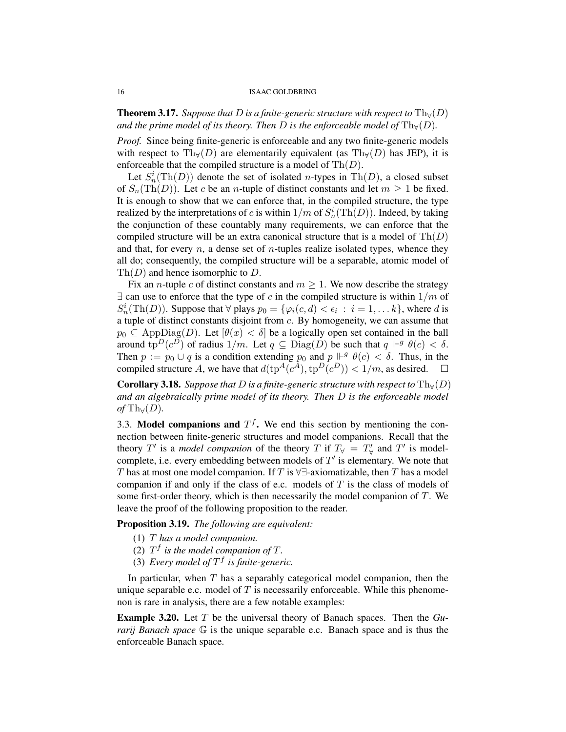**Theorem 3.17.** *Suppose that $D$ is a finite-generic structure with respect to $\mathrm{Th}_\forall(D)$ and the prime model of its theory. Then $D$ is the enforceable model of $\mathrm{Th}_\forall(D)$.*

*Proof.* Since being finite-generic is enforceable and any two finite-generic models with respect to $\mathrm{Th}_\forall(D)$ are elementarily equivalent (as $\mathrm{Th}_\forall(D)$ has JEP), it is enforceable that the compiled structure is a model of $\mathrm{Th}(D)$.

Let $S_n^i(\mathrm{Th}(D))$ denote the set of isolated $n$-types in $\mathrm{Th}(D)$, a closed subset of $S_n(\mathrm{Th}(D))$. Let $c$ be an $n$-tuple of distinct constants and let $m \geq 1$ be fixed. It is enough to show that we can enforce that, in the compiled structure, the type realized by the interpretations of $c$ is within $1/m$ of $S_n^i(\mathrm{Th}(D))$. Indeed, by taking the conjunction of these countably many requirements, we can enforce that the compiled structure will be an extra canonical structure that is a model of $\mathrm{Th}(D)$ and that, for every $n$, a dense set of $n$-tuples realize isolated types, whence they all do; consequently, the compiled structure will be a separable, atomic model of $\mathrm{Th}(D)$ and hence isomorphic to $D$.

Fix an $n$-tuple $c$ of distinct constants and $m \geq 1$. We now describe the strategy $\exists$ can use to enforce that the type of $c$ in the compiled structure is within $1/m$ of $S_n^i(\mathrm{Th}(D))$. Suppose that $\forall$ plays $p_0 = \{\varphi_i(c, d) < \epsilon_i \ : \ i = 1, \ldots k\}$, where $d$ is a tuple of distinct constants disjoint from $c$. By homogeneity, we can assume that $p_0 \subseteq \mathrm{AppDiag}(D)$. Let $[\theta(x) < \delta]$ be a logically open set contained in the ball around $\mathrm{tp}^D(c^D)$ of radius $1/m$. Let $q \subseteq \mathrm{Diag}(D)$ be such that $q \Vdash^g \theta(c) < \delta$. Then $p := p_0 \cup q$ is a condition extending $p_0$ and $p \Vdash^g \theta(c) < \delta$. Thus, in the compiled structure $A$, we have that $d(\mathrm{tp}^A(c^A), \mathrm{tp}^D(c^D)) < 1/m$, as desired. $\square$

**Corollary 3.18.** *Suppose that $D$ is a finite-generic structure with respect to $\mathrm{Th}_\forall(D)$ and an algebraically prime model of its theory. Then $D$ is the enforceable model of $\mathrm{Th}_\forall(D)$.*

## 3.3. Model companions and $T^f$.

We end this section by mentioning the connection between finite-generic structures and model companions. Recall that the theory $T'$ is a *model companion* of the theory $T$ if $T_\forall = T'_\forall$ and $T'$ is model-complete, i.e. every embedding between models of $T'$ is elementary. We note that $T$ has at most one model companion. If $T$ is $\forall\exists$-axiomatizable, then $T$ has a model companion if and only if the class of e.c. models of $T$ is the class of models of some first-order theory, which is then necessarily the model companion of $T$. We leave the proof of the following proposition to the reader.

**Proposition 3.19.** *The following are equivalent:*

1. *$T$ has a model companion.*
2. *$T^f$ is the model companion of $T$.*
3. *Every model of $T^f$ is finite-generic.*

In particular, when $T$ has a separably categorical model companion, then the unique separable e.c. model of $T$ is necessarily enforceable. While this phenomenon is rare in analysis, there are a few notable examples:

**Example 3.20.** Let $T$ be the universal theory of Banach spaces. Then the *Gurarij Banach space* $\mathbb{G}$ is the unique separable e.c. Banach space and is thus the enforceable Banach space.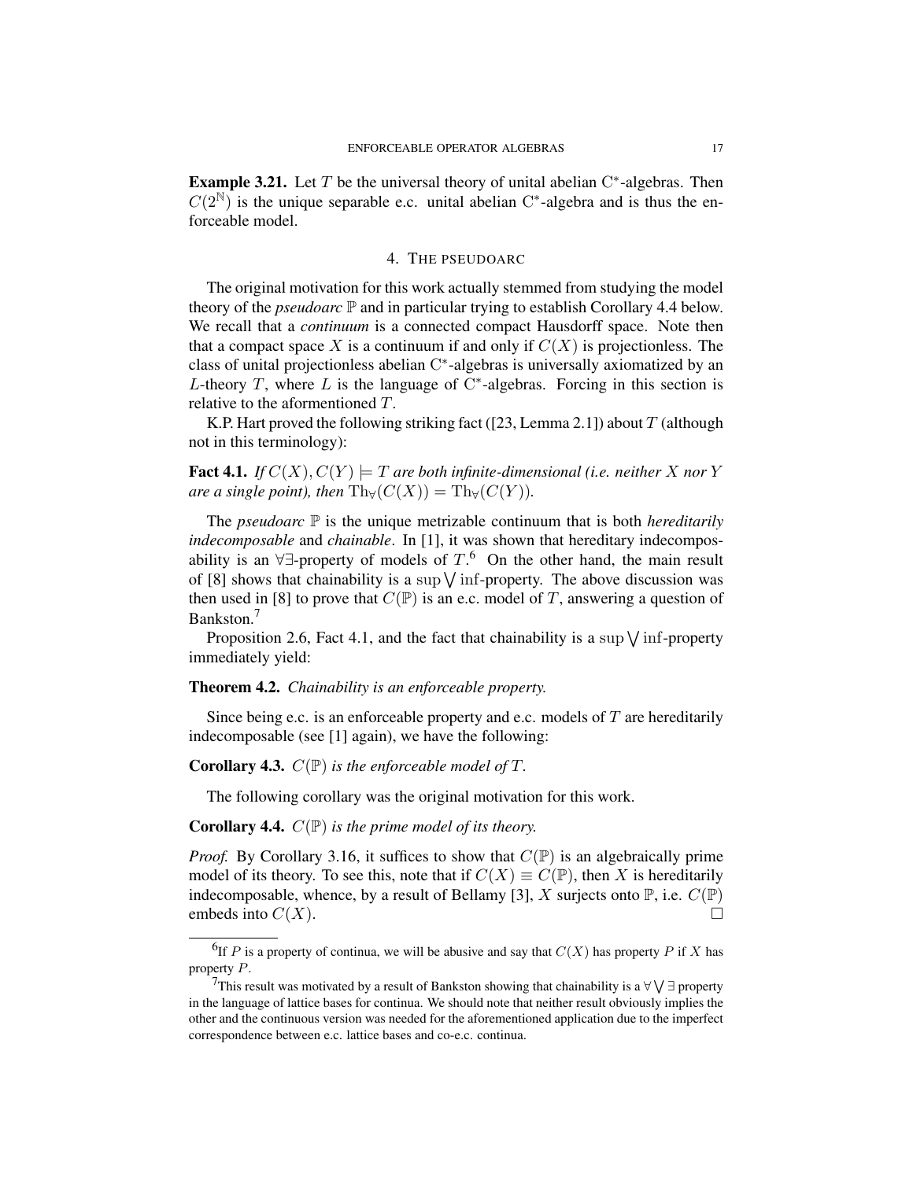**Example 3.21.** Let $T$ be the universal theory of unital abelian $\mathrm{C}^*$-algebras. Then $C(2^{\mathbb{N}})$ is the unique separable e.c. unital abelian $\mathrm{C}^*$-algebra and is thus the enforceable model.

## 4. The pseudoarc

The original motivation for this work actually stemmed from studying the model theory of the *pseudoarc* $\mathbb{P}$ and in particular trying to establish Corollary 4.4 below. We recall that a *continuum* is a connected compact Hausdorff space. Note then that a compact space $X$ is a continuum if and only if $C(X)$ is projectionless. The class of unital projectionless abelian $\mathrm{C}^*$-algebras is universally axiomatized by an $L$-theory $T$, where $L$ is the language of $\mathrm{C}^*$-algebras. Forcing in this section is relative to the aforementioned $T$.

K.P. Hart proved the following striking fact ([23, Lemma 2.1]) about $T$ (although not in this terminology):

**Fact 4.1.** *If $C(X), C(Y) \models T$ are both infinite-dimensional (i.e. neither $X$ nor $Y$ are a single point), then $\mathrm{Th}_\forall(C(X)) = \mathrm{Th}_\forall(C(Y))$.*

The *pseudoarc* $\mathbb{P}$ is the unique metrizable continuum that is both *hereditarily indecomposable* and *chainable*. In [1], it was shown that hereditary indecomposability is an $\forall\exists$-property of models of $T$.[6] On the other hand, the main result of [8] shows that chainability is a $\sup \bigvee \inf$-property. The above discussion was then used in [8] to prove that $C(\mathbb{P})$ is an e.c. model of $T$, answering a question of Bankston.[7]

Proposition 2.6, Fact 4.1, and the fact that chainability is a $\sup \bigvee \inf$-property immediately yield:

**Theorem 4.2.** *Chainability is an enforceable property.*

Since being e.c. is an enforceable property and e.c. models of $T$ are hereditarily indecomposable (see [1] again), we have the following:

**Corollary 4.3.** *$C(\mathbb{P})$ is the enforceable model of $T$.*

The following corollary was the original motivation for this work.

**Corollary 4.4.** *$C(\mathbb{P})$ is the prime model of its theory.*

*Proof.* By Corollary 3.16, it suffices to show that $C(\mathbb{P})$ is an algebraically prime model of its theory. To see this, note that if $C(X) \equiv C(\mathbb{P})$, then $X$ is hereditarily indecomposable, whence, by a result of Bellamy [3], $X$ surjects onto $\mathbb{P}$, i.e. $C(\mathbb{P})$ embeds into $C(X)$. □

---

[6] If $P$ is a property of continua, we will be abusive and say that $C(X)$ has property $P$ if $X$ has property $P$.

[7] This result was motivated by a result of Bankston showing that chainability is a $\forall \bigvee \exists$ property in the language of lattice bases for continua. We should note that neither result obviously implies the other and the continuous version was needed for the aforementioned application due to the imperfect correspondence between e.c. lattice bases and co-e.c. continua.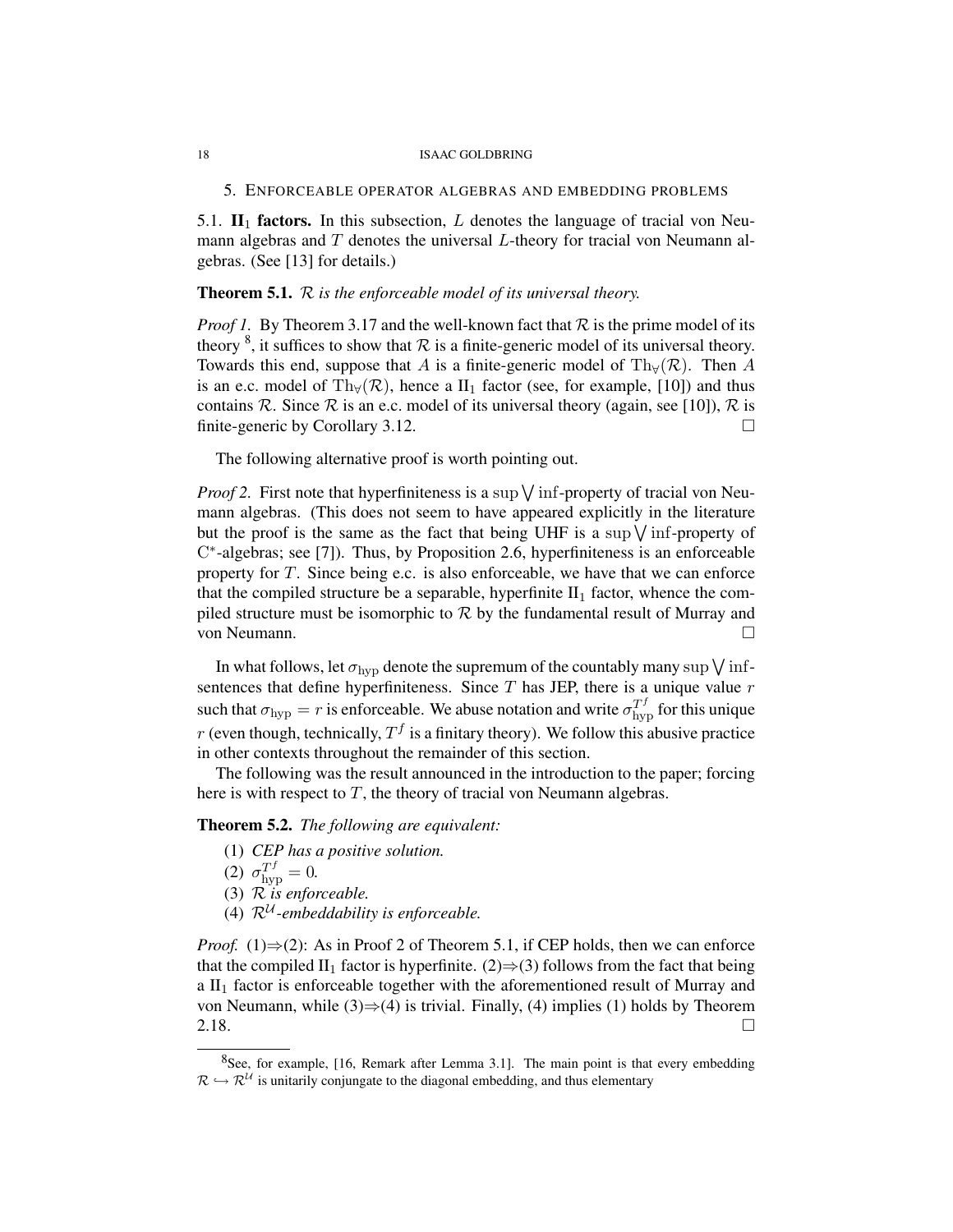## 5. Enforceable operator algebras and embedding problems

5.1. **$\mathrm{II}_1$ factors.** In this subsection, $L$ denotes the language of tracial von Neumann algebras and $T$ denotes the universal $L$-theory for tracial von Neumann algebras. (See [13] for details.)

**Theorem 5.1.** *$\mathcal{R}$ is the enforceable model of its universal theory.*

*Proof 1.* By Theorem 3.17 and the well-known fact that $\mathcal{R}$ is the prime model of its theory [8], it suffices to show that $\mathcal{R}$ is a finite-generic model of its universal theory. Towards this end, suppose that $A$ is a finite-generic model of $\mathrm{Th}_\forall(\mathcal{R})$. Then $A$ is an e.c. model of $\mathrm{Th}_\forall(\mathcal{R})$, hence a $\mathrm{II}_1$ factor (see, for example, [10]) and thus contains $\mathcal{R}$. Since $\mathcal{R}$ is an e.c. model of its universal theory (again, see [10]), $\mathcal{R}$ is finite-generic by Corollary 3.12. $\square$

The following alternative proof is worth pointing out.

*Proof 2.* First note that hyperfiniteness is a $\sup\bigvee\inf$-property of tracial von Neumann algebras. (This does not seem to have appeared explicitly in the literature but the proof is the same as the fact that being UHF is a $\sup\bigvee\inf$-property of $\mathrm{C}^*$-algebras; see [7]). Thus, by Proposition 2.6, hyperfiniteness is an enforceable property for $T$. Since being e.c. is also enforceable, we have that we can enforce that the compiled structure be a separable, hyperfinite $\mathrm{II}_1$ factor, whence the compiled structure must be isomorphic to $\mathcal{R}$ by the fundamental result of Murray and von Neumann. $\square$

In what follows, let $\sigma_{\mathrm{hyp}}$ denote the supremum of the countably many $\sup\bigvee\inf$-sentences that define hyperfiniteness. Since $T$ has JEP, there is a unique value $r$ such that $\sigma_{\mathrm{hyp}} = r$ is enforceable. We abuse notation and write $\sigma_{\mathrm{hyp}}^{T^f}$ for this unique $r$ (even though, technically, $T^f$ is a finitary theory). We follow this abusive practice in other contexts throughout the remainder of this section.

The following was the result announced in the introduction to the paper; forcing here is with respect to $T$, the theory of tracial von Neumann algebras.

**Theorem 5.2.** *The following are equivalent:*

1. *CEP has a positive solution.*
2. $\sigma_{\mathrm{hyp}}^{T^f} = 0$.
3. *$\mathcal{R}$ is enforceable.*
4. *$\mathcal{R}^{\mathcal{U}}$-embeddability is enforceable.*

*Proof.* (1)⇒(2): As in Proof 2 of Theorem 5.1, if CEP holds, then we can enforce that the compiled $\mathrm{II}_1$ factor is hyperfinite. (2)⇒(3) follows from the fact that being a $\mathrm{II}_1$ factor is enforceable together with the aforementioned result of Murray and von Neumann, while (3)⇒(4) is trivial. Finally, (4) implies (1) holds by Theorem 2.18. $\square$

---

[8] See, for example, [16, Remark after Lemma 3.1]. The main point is that every embedding $\mathcal{R} \hookrightarrow \mathcal{R}^{\mathcal{U}}$ is unitarily conjungate to the diagonal embedding, and thus elementary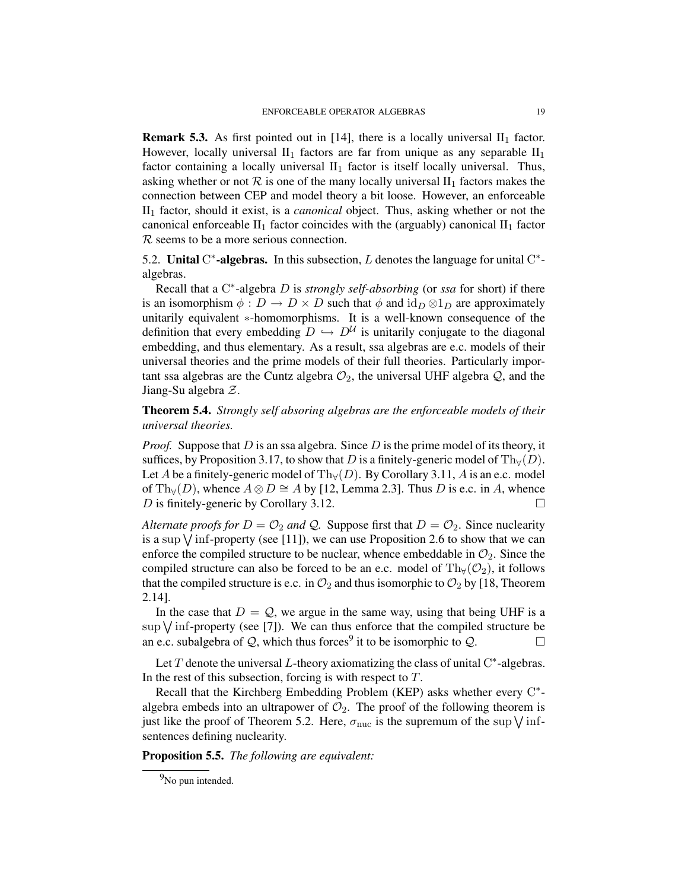**Remark 5.3.** As first pointed out in [14], there is a locally universal $\mathrm{II}_1$ factor. However, locally universal $\mathrm{II}_1$ factors are far from unique as any separable $\mathrm{II}_1$ factor containing a locally universal $\mathrm{II}_1$ factor is itself locally universal. Thus, asking whether or not $\mathcal{R}$ is one of the many locally universal $\mathrm{II}_1$ factors makes the connection between CEP and model theory a bit loose. However, an enforceable $\mathrm{II}_1$ factor, should it exist, is a *canonical* object. Thus, asking whether or not the canonical enforceable $\mathrm{II}_1$ factor coincides with the (arguably) canonical $\mathrm{II}_1$ factor $\mathcal{R}$ seems to be a more serious connection.

## 5.2. Unital $\mathrm{C}^*$-algebras.

In this subsection, $L$ denotes the language for unital $\mathrm{C}^*$-algebras.

Recall that a $\mathrm{C}^*$-algebra $D$ is *strongly self-absorbing* (or *ssa* for short) if there is an isomorphism $\phi : D \to D \times D$ such that $\phi$ and $\mathrm{id}_D \otimes 1_D$ are approximately unitarily equivalent $*$-homomorphisms. It is a well-known consequence of the definition that every embedding $D \hookrightarrow D^{\mathcal{U}}$ is unitarily conjugate to the diagonal embedding, and thus elementary. As a result, ssa algebras are e.c. models of their universal theories and the prime models of their full theories. Particularly important ssa algebras are the Cuntz algebra $\mathcal{O}_2$, the universal UHF algebra $\mathcal{Q}$, and the Jiang-Su algebra $\mathcal{Z}$.

**Theorem 5.4.** *Strongly self absoring algebras are the enforceable models of their universal theories.*

*Proof.* Suppose that $D$ is an ssa algebra. Since $D$ is the prime model of its theory, it suffices, by Proposition 3.17, to show that $D$ is a finitely-generic model of $\mathrm{Th}_\forall(D)$. Let $A$ be a finitely-generic model of $\mathrm{Th}_\forall(D)$. By Corollary 3.11, $A$ is an e.c. model of $\mathrm{Th}_\forall(D)$, whence $A \otimes D \cong A$ by [12, Lemma 2.3]. Thus $D$ is e.c. in $A$, whence $D$ is finitely-generic by Corollary 3.12. □

*Alternate proofs for $D = \mathcal{O}_2$ and $\mathcal{Q}$.* Suppose first that $D = \mathcal{O}_2$. Since nuclearity is a $\sup \bigvee \inf$-property (see [11]), we can use Proposition 2.6 to show that we can enforce the compiled structure to be nuclear, whence embeddable in $\mathcal{O}_2$. Since the compiled structure can also be forced to be an e.c. model of $\mathrm{Th}_\forall(\mathcal{O}_2)$, it follows that the compiled structure is e.c. in $\mathcal{O}_2$ and thus isomorphic to $\mathcal{O}_2$ by [18, Theorem 2.14].

In the case that $D = \mathcal{Q}$, we argue in the same way, using that being UHF is a $\sup \bigvee \inf$-property (see [7]). We can thus enforce that the compiled structure be an e.c. subalgebra of $\mathcal{Q}$, which thus forces[9] it to be isomorphic to $\mathcal{Q}$. □

Let $T$ denote the universal $L$-theory axiomatizing the class of unital $\mathrm{C}^*$-algebras. In the rest of this subsection, forcing is with respect to $T$.

Recall that the Kirchberg Embedding Problem (KEP) asks whether every $\mathrm{C}^*$-algebra embeds into an ultrapower of $\mathcal{O}_2$. The proof of the following theorem is just like the proof of Theorem 5.2. Here, $\sigma_{\mathrm{nuc}}$ is the supremum of the $\sup \bigvee \inf$-sentences defining nuclearity.

**Proposition 5.5.** *The following are equivalent:*

[9] No pun intended.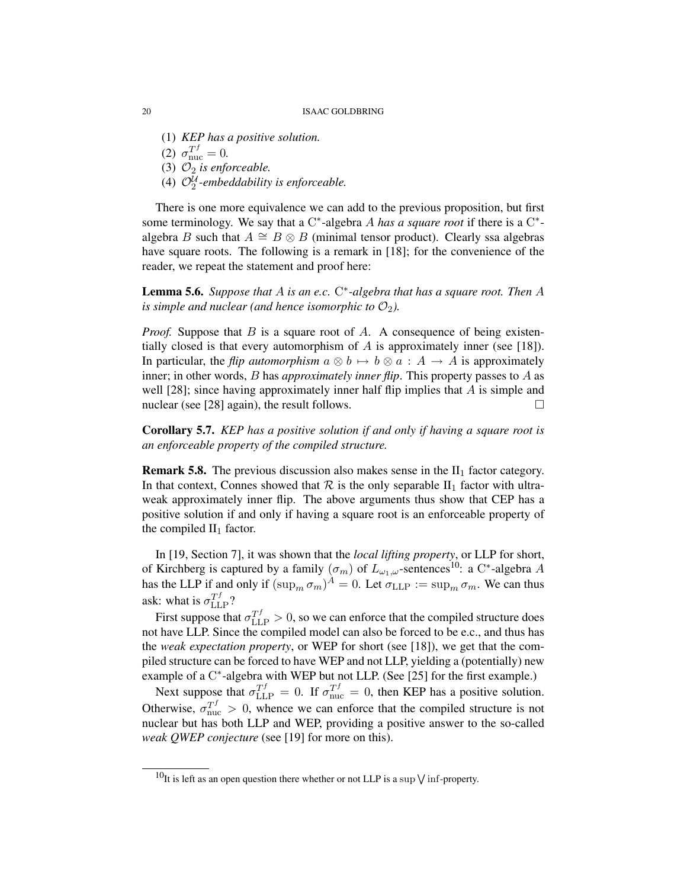(1) *KEP has a positive solution.*
(2) $\sigma_{\mathrm{nuc}}^{T^f} = 0$.
(3) $\mathcal{O}_2$ *is enforceable.*
(4) $\mathcal{O}_2^{\mathcal{U}}$*-embeddability is enforceable.*

There is one more equivalence we can add to the previous proposition, but first some terminology. We say that a $\mathrm{C}^*$-algebra $A$ *has a square root* if there is a $\mathrm{C}^*$-algebra $B$ such that $A \cong B \otimes B$ (minimal tensor product). Clearly ssa algebras have square roots. The following is a remark in [18]; for the convenience of the reader, we repeat the statement and proof here:

**Lemma 5.6.** *Suppose that $A$ is an e.c. $\mathrm{C}^*$-algebra that has a square root. Then $A$ is simple and nuclear (and hence isomorphic to $\mathcal{O}_2$).*

*Proof.* Suppose that $B$ is a square root of $A$. A consequence of being existentially closed is that every automorphism of $A$ is approximately inner (see [18]). In particular, the *flip automorphism* $a \otimes b \mapsto b \otimes a : A \to A$ is approximately inner; in other words, $B$ has *approximately inner flip*. This property passes to $A$ as well [28]; since having approximately inner half flip implies that $A$ is simple and nuclear (see [28] again), the result follows. $\square$

**Corollary 5.7.** *KEP has a positive solution if and only if having a square root is an enforceable property of the compiled structure.*

**Remark 5.8.** The previous discussion also makes sense in the $\mathrm{II}_1$ factor category. In that context, Connes showed that $\mathcal{R}$ is the only separable $\mathrm{II}_1$ factor with ultraweak approximately inner flip. The above arguments thus show that CEP has a positive solution if and only if having a square root is an enforceable property of the compiled $\mathrm{II}_1$ factor.

In [19, Section 7], it was shown that the *local lifting property*, or LLP for short, of Kirchberg is captured by a family $(\sigma_m)$ of $L_{\omega_1,\omega}$-sentences[10]: a $\mathrm{C}^*$-algebra $A$ has the LLP if and only if $(\sup_m \sigma_m)^A = 0$. Let $\sigma_{\mathrm{LLP}} := \sup_m \sigma_m$. We can thus ask: what is $\sigma_{\mathrm{LLP}}^{T^f}$?

First suppose that $\sigma_{\mathrm{LLP}}^{T^f} > 0$, so we can enforce that the compiled structure does not have LLP. Since the compiled model can also be forced to be e.c., and thus has the *weak expectation property*, or WEP for short (see [18]), we get that the compiled structure can be forced to have WEP and not LLP, yielding a (potentially) new example of a $\mathrm{C}^*$-algebra with WEP but not LLP. (See [25] for the first example.)

Next suppose that $\sigma_{\mathrm{LLP}}^{T^f} = 0$. If $\sigma_{\mathrm{nuc}}^{T^f} = 0$, then KEP has a positive solution. Otherwise, $\sigma_{\mathrm{nuc}}^{T^f} > 0$, whence we can enforce that the compiled structure is not nuclear but has both LLP and WEP, providing a positive answer to the so-called *weak QWEP conjecture* (see [19] for more on this).

[10] It is left as an open question there whether or not LLP is a $\sup \bigvee \inf$-property.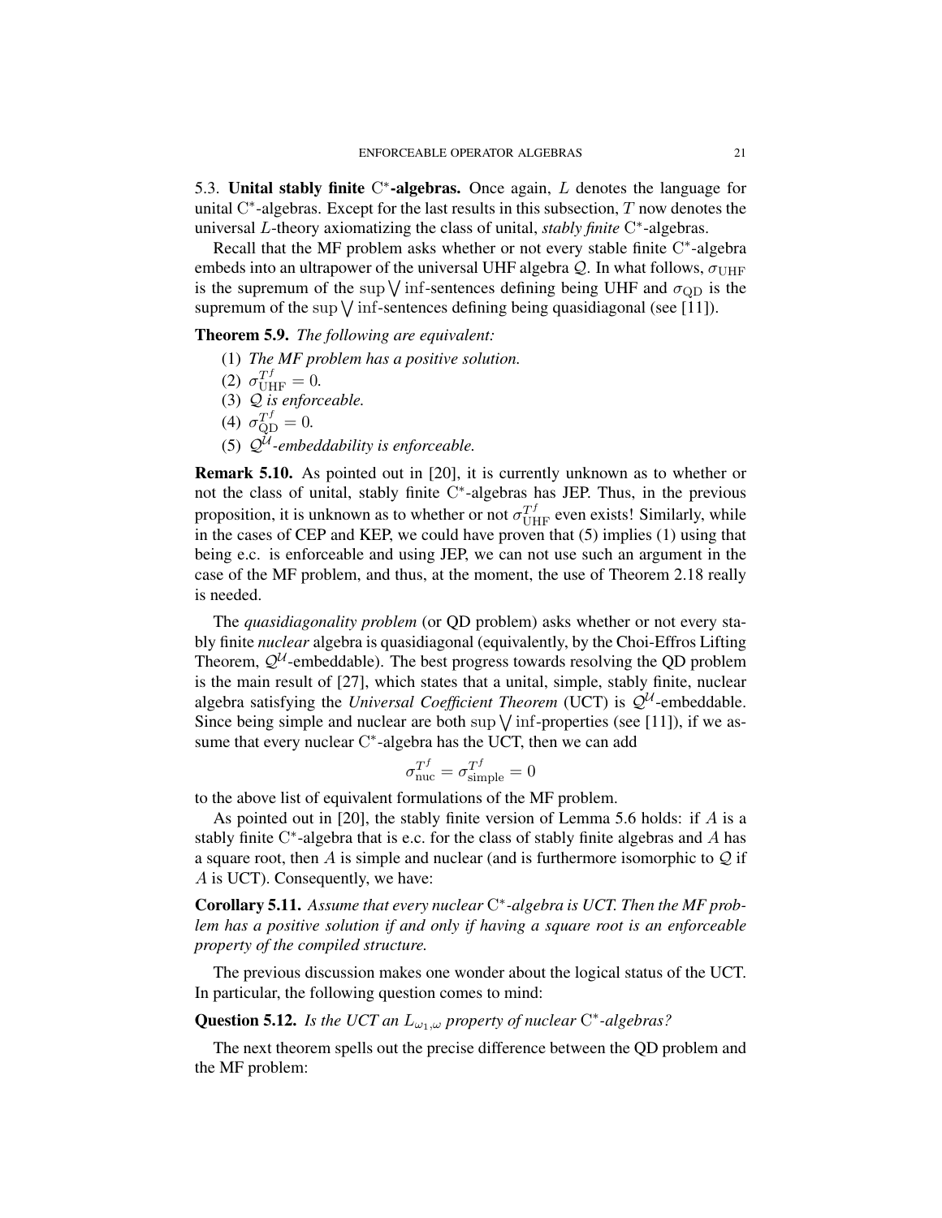5.3. **Unital stably finite** $\mathrm{C}^*$**-algebras.** Once again, $L$ denotes the language for unital $\mathrm{C}^*$-algebras. Except for the last results in this subsection, $T$ now denotes the universal $L$-theory axiomatizing the class of unital, *stably finite* $\mathrm{C}^*$-algebras.

Recall that the MF problem asks whether or not every stable finite $\mathrm{C}^*$-algebra embeds into an ultrapower of the universal UHF algebra $\mathcal{Q}$. In what follows, $\sigma_{\mathrm{UHF}}$ is the supremum of the $\sup \bigvee \inf$-sentences defining being UHF and $\sigma_{\mathrm{QD}}$ is the supremum of the $\sup \bigvee \inf$-sentences defining being quasidiagonal (see [11]).

**Theorem 5.9.** *The following are equivalent:*

1. *The MF problem has a positive solution.*
2. $\sigma_{\mathrm{UHF}}^{T^f} = 0$*.*
3. $\mathcal{Q}$ *is enforceable.*
4. $\sigma_{\mathrm{QD}}^{T^f} = 0$*.*
5. $\mathcal{Q}^{\mathcal{U}}$*-embeddability is enforceable.*

**Remark 5.10.** As pointed out in [20], it is currently unknown as to whether or not the class of unital, stably finite $\mathrm{C}^*$-algebras has JEP. Thus, in the previous proposition, it is unknown as to whether or not $\sigma_{\mathrm{UHF}}^{T^f}$ even exists! Similarly, while in the cases of CEP and KEP, we could have proven that (5) implies (1) using that being e.c. is enforceable and using JEP, we can not use such an argument in the case of the MF problem, and thus, at the moment, the use of Theorem 2.18 really is needed.

The *quasidiagonality problem* (or QD problem) asks whether or not every stably finite *nuclear* algebra is quasidiagonal (equivalently, by the Choi-Effros Lifting Theorem, $\mathcal{Q}^{\mathcal{U}}$-embeddable). The best progress towards resolving the QD problem is the main result of [27], which states that a unital, simple, stably finite, nuclear algebra satisfying the *Universal Coefficient Theorem* (UCT) is $\mathcal{Q}^{\mathcal{U}}$-embeddable. Since being simple and nuclear are both $\sup \bigvee \inf$-properties (see [11]), if we assume that every nuclear $\mathrm{C}^*$-algebra has the UCT, then we can add

$$\sigma_{\mathrm{nuc}}^{T^f} = \sigma_{\mathrm{simple}}^{T^f} = 0$$

to the above list of equivalent formulations of the MF problem.

As pointed out in [20], the stably finite version of Lemma 5.6 holds: if $A$ is a stably finite $\mathrm{C}^*$-algebra that is e.c. for the class of stably finite algebras and $A$ has a square root, then $A$ is simple and nuclear (and is furthermore isomorphic to $\mathcal{Q}$ if $A$ is UCT). Consequently, we have:

**Corollary 5.11.** *Assume that every nuclear* $\mathrm{C}^*$*-algebra is UCT. Then the MF problem has a positive solution if and only if having a square root is an enforceable property of the compiled structure.*

The previous discussion makes one wonder about the logical status of the UCT. In particular, the following question comes to mind:

**Question 5.12.** *Is the UCT an* $L_{\omega_1,\omega}$ *property of nuclear* $\mathrm{C}^*$*-algebras?*

The next theorem spells out the precise difference between the QD problem and the MF problem: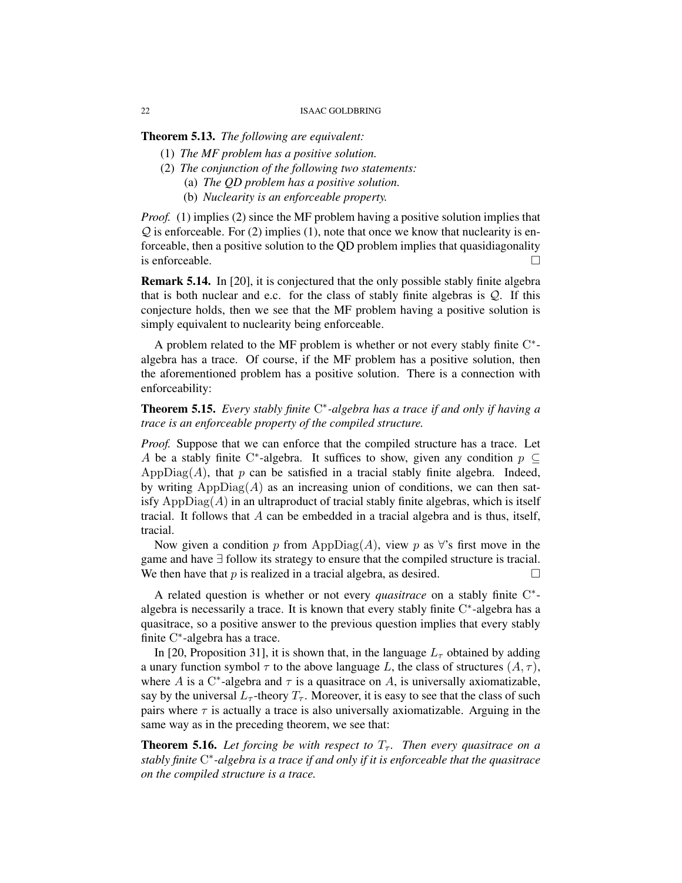**Theorem 5.13.** *The following are equivalent:*

1. *The MF problem has a positive solution.*
2. *The conjunction of the following two statements:*
   - (a) *The QD problem has a positive solution.*
   - (b) *Nuclearity is an enforceable property.*

*Proof.* (1) implies (2) since the MF problem having a positive solution implies that $\mathcal{Q}$ is enforceable. For (2) implies (1), note that once we know that nuclearity is enforceable, then a positive solution to the QD problem implies that quasidiagonality is enforceable. □

**Remark 5.14.** In [20], it is conjectured that the only possible stably finite algebra that is both nuclear and e.c. for the class of stably finite algebras is $\mathcal{Q}$. If this conjecture holds, then we see that the MF problem having a positive solution is simply equivalent to nuclearity being enforceable.

A problem related to the MF problem is whether or not every stably finite C$^*$-algebra has a trace. Of course, if the MF problem has a positive solution, then the aforementioned problem has a positive solution. There is a connection with enforceability:

**Theorem 5.15.** *Every stably finite* C$^*$*-algebra has a trace if and only if having a trace is an enforceable property of the compiled structure.*

*Proof.* Suppose that we can enforce that the compiled structure has a trace. Let $A$ be a stably finite C$^*$-algebra. It suffices to show, given any condition $p \subseteq \mathrm{AppDiag}(A)$, that $p$ can be satisfied in a tracial stably finite algebra. Indeed, by writing $\mathrm{AppDiag}(A)$ as an increasing union of conditions, we can then satisfy $\mathrm{AppDiag}(A)$ in an ultraproduct of tracial stably finite algebras, which is itself tracial. It follows that $A$ can be embedded in a tracial algebra and is thus, itself, tracial.

Now given a condition $p$ from $\mathrm{AppDiag}(A)$, view $p$ as $\forall$'s first move in the game and have $\exists$ follow its strategy to ensure that the compiled structure is tracial. We then have that $p$ is realized in a tracial algebra, as desired. □

A related question is whether or not every *quasitrace* on a stably finite C$^*$-algebra is necessarily a trace. It is known that every stably finite C$^*$-algebra has a quasitrace, so a positive answer to the previous question implies that every stably finite C$^*$-algebra has a trace.

In [20, Proposition 31], it is shown that, in the language $L_\tau$ obtained by adding a unary function symbol $\tau$ to the above language $L$, the class of structures $(A, \tau)$, where $A$ is a C$^*$-algebra and $\tau$ is a quasitrace on $A$, is universally axiomatizable, say by the universal $L_\tau$-theory $T_\tau$. Moreover, it is easy to see that the class of such pairs where $\tau$ is actually a trace is also universally axiomatizable. Arguing in the same way as in the preceding theorem, we see that:

**Theorem 5.16.** *Let forcing be with respect to $T_\tau$. Then every quasitrace on a stably finite* C$^*$*-algebra is a trace if and only if it is enforceable that the quasitrace on the compiled structure is a trace.*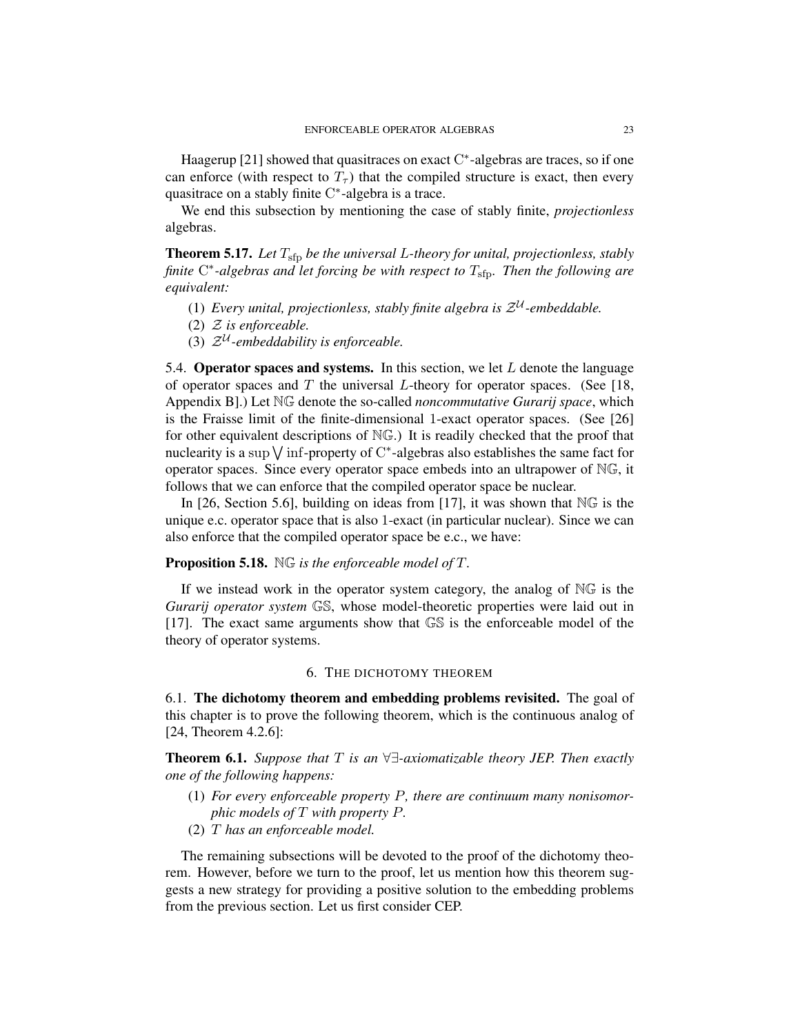Haagerup [21] showed that quasitraces on exact $\mathrm{C}^*$-algebras are traces, so if one can enforce (with respect to $T_\tau$) that the compiled structure is exact, then every quasitrace on a stably finite $\mathrm{C}^*$-algebra is a trace.

We end this subsection by mentioning the case of stably finite, *projectionless* algebras.

**Theorem 5.17.** *Let $T_{\mathrm{sfp}}$ be the universal $L$-theory for unital, projectionless, stably finite $\mathrm{C}^*$-algebras and let forcing be with respect to $T_{\mathrm{sfp}}$. Then the following are equivalent:*

1. *Every unital, projectionless, stably finite algebra is $\mathcal{Z}^{\mathcal{U}}$-embeddable.*
2. *$\mathcal{Z}$ is enforceable.*
3. *$\mathcal{Z}^{\mathcal{U}}$-embeddability is enforceable.*

5.4. **Operator spaces and systems.** In this section, we let $L$ denote the language of operator spaces and $T$ the universal $L$-theory for operator spaces. (See [18, Appendix B].) Let $\mathbb{NG}$ denote the so-called *noncommutative Gurarij space*, which is the Fraisse limit of the finite-dimensional 1-exact operator spaces. (See [26] for other equivalent descriptions of $\mathbb{NG}$.) It is readily checked that the proof that nuclearity is a $\sup \bigvee \inf$-property of $\mathrm{C}^*$-algebras also establishes the same fact for operator spaces. Since every operator space embeds into an ultrapower of $\mathbb{NG}$, it follows that we can enforce that the compiled operator space be nuclear.

In [26, Section 5.6], building on ideas from [17], it was shown that $\mathbb{NG}$ is the unique e.c. operator space that is also 1-exact (in particular nuclear). Since we can also enforce that the compiled operator space be e.c., we have:

**Proposition 5.18.** *$\mathbb{NG}$ is the enforceable model of $T$.*

If we instead work in the operator system category, the analog of $\mathbb{NG}$ is the *Gurarij operator system* $\mathbb{GS}$, whose model-theoretic properties were laid out in [17]. The exact same arguments show that $\mathbb{GS}$ is the enforceable model of the theory of operator systems.

## 6. The dichotomy theorem

6.1. **The dichotomy theorem and embedding problems revisited.** The goal of this chapter is to prove the following theorem, which is the continuous analog of [24, Theorem 4.2.6]:

**Theorem 6.1.** *Suppose that $T$ is an $\forall\exists$-axiomatizable theory JEP. Then exactly one of the following happens:*

1. *For every enforceable property $P$, there are continuum many nonisomorphic models of $T$ with property $P$.*
2. *$T$ has an enforceable model.*

The remaining subsections will be devoted to the proof of the dichotomy theorem. However, before we turn to the proof, let us mention how this theorem suggests a new strategy for providing a positive solution to the embedding problems from the previous section. Let us first consider CEP.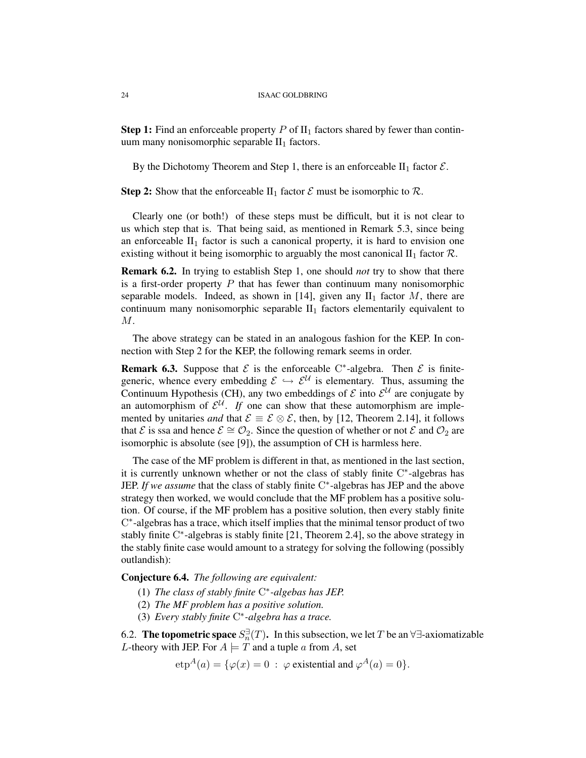**Step 1:** Find an enforceable property $P$ of $\mathrm{II}_1$ factors shared by fewer than continuum many nonisomorphic separable $\mathrm{II}_1$ factors.

By the Dichotomy Theorem and Step 1, there is an enforceable $\mathrm{II}_1$ factor $\mathcal{E}$.

**Step 2:** Show that the enforceable $\mathrm{II}_1$ factor $\mathcal{E}$ must be isomorphic to $\mathcal{R}$.

Clearly one (or both!) of these steps must be difficult, but it is not clear to us which step that is. That being said, as mentioned in Remark 5.3, since being an enforceable $\mathrm{II}_1$ factor is such a canonical property, it is hard to envision one existing without it being isomorphic to arguably the most canonical $\mathrm{II}_1$ factor $\mathcal{R}$.

**Remark 6.2.** In trying to establish Step 1, one should *not* try to show that there is a first-order property $P$ that has fewer than continuum many nonisomorphic separable models. Indeed, as shown in [14], given any $\mathrm{II}_1$ factor $M$, there are continuum many nonisomorphic separable $\mathrm{II}_1$ factors elementarily equivalent to $M$.

The above strategy can be stated in an analogous fashion for the KEP. In connection with Step 2 for the KEP, the following remark seems in order.

**Remark 6.3.** Suppose that $\mathcal{E}$ is the enforceable $\mathrm{C}^*$-algebra. Then $\mathcal{E}$ is finite-generic, whence every embedding $\mathcal{E} \hookrightarrow \mathcal{E}^{\mathcal{U}}$ is elementary. Thus, assuming the Continuum Hypothesis (CH), any two embeddings of $\mathcal{E}$ into $\mathcal{E}^{\mathcal{U}}$ are conjugate by an automorphism of $\mathcal{E}^{\mathcal{U}}$. *If* one can show that these automorphism are implemented by unitaries *and* that $\mathcal{E} \equiv \mathcal{E} \otimes \mathcal{E}$, then, by [12, Theorem 2.14], it follows that $\mathcal{E}$ is ssa and hence $\mathcal{E} \cong \mathcal{O}_2$. Since the question of whether or not $\mathcal{E}$ and $\mathcal{O}_2$ are isomorphic is absolute (see [9]), the assumption of CH is harmless here.

The case of the MF problem is different in that, as mentioned in the last section, it is currently unknown whether or not the class of stably finite $\mathrm{C}^*$-algebras has JEP. *If we assume* that the class of stably finite $\mathrm{C}^*$-algebras has JEP and the above strategy then worked, we would conclude that the MF problem has a positive solution. Of course, if the MF problem has a positive solution, then every stably finite $\mathrm{C}^*$-algebras has a trace, which itself implies that the minimal tensor product of two stably finite $\mathrm{C}^*$-algebras is stably finite [21, Theorem 2.4], so the above strategy in the stably finite case would amount to a strategy for solving the following (possibly outlandish):

**Conjecture 6.4.** *The following are equivalent:*

1. *The class of stably finite* $\mathrm{C}^*$*-algebas has JEP.*
2. *The MF problem has a positive solution.*
3. *Every stably finite* $\mathrm{C}^*$*-algebra has a trace.*

6.2. **The topometric space $S_n^{\exists}(T)$.** In this subsection, we let $T$ be an $\forall\exists$-axiomatizable $L$-theory with JEP. For $A \models T$ and a tuple $a$ from $A$, set

$$\mathrm{etp}^A(a) = \{\varphi(x) = 0 \ : \ \varphi \text{ existential and } \varphi^A(a) = 0\}.$$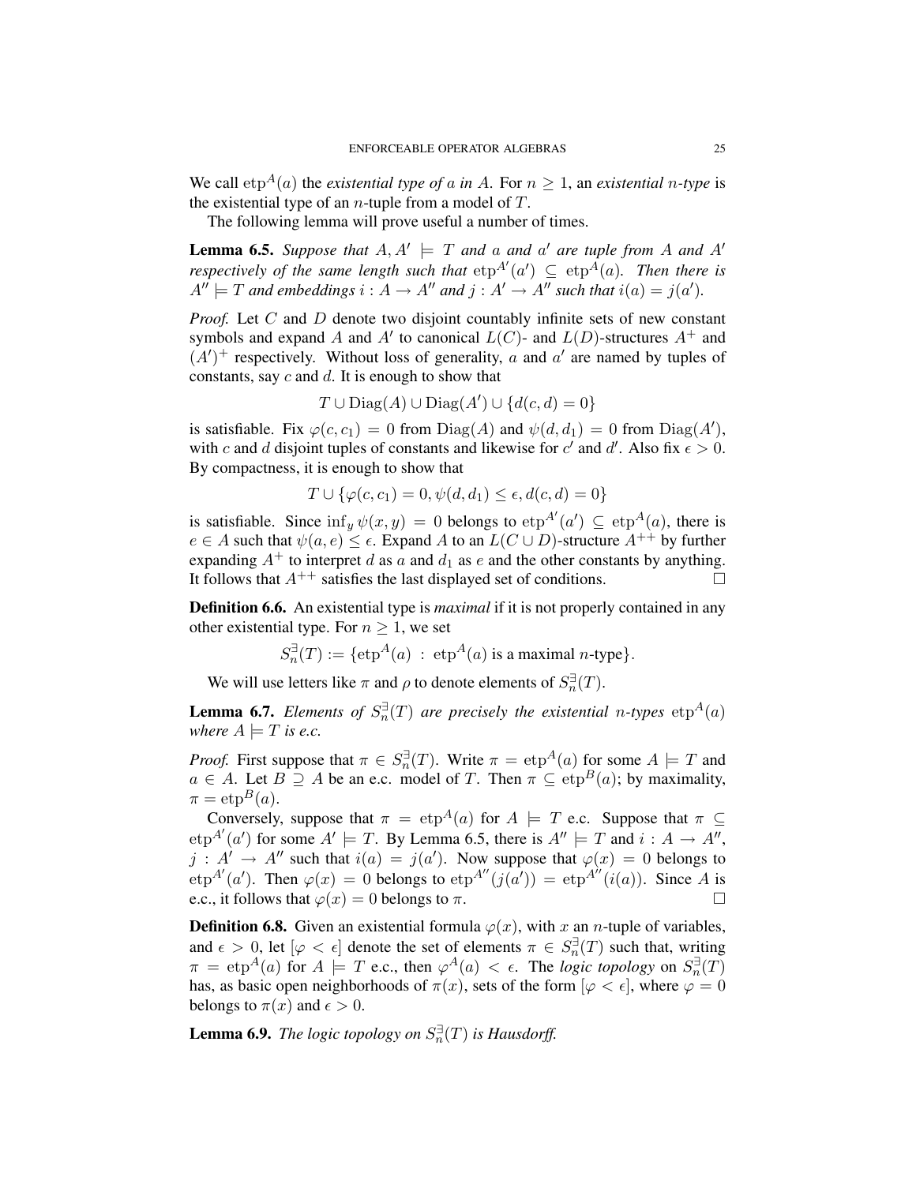We call $\operatorname{etp}^A(a)$ the *existential type of $a$ in $A$*. For $n \geq 1$, an *existential $n$-type* is the existential type of an $n$-tuple from a model of $T$.

The following lemma will prove useful a number of times.

**Lemma 6.5.** *Suppose that $A, A' \models T$ and $a$ and $a'$ are tuple from $A$ and $A'$ respectively of the same length such that $\operatorname{etp}^{A'}(a') \subseteq \operatorname{etp}^A(a)$. Then there is $A'' \models T$ and embeddings $i : A \to A''$ and $j : A' \to A''$ such that $i(a) = j(a')$.*

*Proof.* Let $C$ and $D$ denote two disjoint countably infinite sets of new constant symbols and expand $A$ and $A'$ to canonical $L(C)$- and $L(D)$-structures $A^+$ and $(A')^+$ respectively. Without loss of generality, $a$ and $a'$ are named by tuples of constants, say $c$ and $d$. It is enough to show that

$$T \cup \operatorname{Diag}(A) \cup \operatorname{Diag}(A') \cup \{d(c,d) = 0\}$$

is satisfiable. Fix $\varphi(c, c_1) = 0$ from $\operatorname{Diag}(A)$ and $\psi(d, d_1) = 0$ from $\operatorname{Diag}(A')$, with $c$ and $d$ disjoint tuples of constants and likewise for $c'$ and $d'$. Also fix $\epsilon > 0$. By compactness, it is enough to show that

$$T \cup \{\varphi(c, c_1) = 0, \psi(d, d_1) \leq \epsilon, d(c,d) = 0\}$$

is satisfiable. Since $\inf_y \psi(x,y) = 0$ belongs to $\operatorname{etp}^{A'}(a') \subseteq \operatorname{etp}^A(a)$, there is $e \in A$ such that $\psi(a, e) \leq \epsilon$. Expand $A$ to an $L(C \cup D)$-structure $A^{++}$ by further expanding $A^+$ to interpret $d$ as $a$ and $d_1$ as $e$ and the other constants by anything. It follows that $A^{++}$ satisfies the last displayed set of conditions. $\square$

**Definition 6.6.** An existential type is *maximal* if it is not properly contained in any other existential type. For $n \geq 1$, we set

$$S_n^{\exists}(T) := \{\operatorname{etp}^A(a) \ : \ \operatorname{etp}^A(a) \text{ is a maximal } n\text{-type}\}.$$

We will use letters like $\pi$ and $\rho$ to denote elements of $S_n^{\exists}(T)$.

**Lemma 6.7.** *Elements of $S_n^{\exists}(T)$ are precisely the existential $n$-types $\operatorname{etp}^A(a)$ where $A \models T$ is e.c.*

*Proof.* First suppose that $\pi \in S_n^{\exists}(T)$. Write $\pi = \operatorname{etp}^A(a)$ for some $A \models T$ and $a \in A$. Let $B \supseteq A$ be an e.c. model of $T$. Then $\pi \subseteq \operatorname{etp}^B(a)$; by maximality, $\pi = \operatorname{etp}^B(a)$.

Conversely, suppose that $\pi = \operatorname{etp}^A(a)$ for $A \models T$ e.c. Suppose that $\pi \subseteq \operatorname{etp}^{A'}(a')$ for some $A' \models T$. By Lemma 6.5, there is $A'' \models T$ and $i : A \to A''$, $j : A' \to A''$ such that $i(a) = j(a')$. Now suppose that $\varphi(x) = 0$ belongs to $\operatorname{etp}^{A'}(a')$. Then $\varphi(x) = 0$ belongs to $\operatorname{etp}^{A''}(j(a')) = \operatorname{etp}^{A''}(i(a))$. Since $A$ is e.c., it follows that $\varphi(x) = 0$ belongs to $\pi$. $\square$

**Definition 6.8.** Given an existential formula $\varphi(x)$, with $x$ an $n$-tuple of variables, and $\epsilon > 0$, let $[\varphi < \epsilon]$ denote the set of elements $\pi \in S_n^{\exists}(T)$ such that, writing $\pi = \operatorname{etp}^A(a)$ for $A \models T$ e.c., then $\varphi^A(a) < \epsilon$. The *logic topology* on $S_n^{\exists}(T)$ has, as basic open neighborhoods of $\pi(x)$, sets of the form $[\varphi < \epsilon]$, where $\varphi = 0$ belongs to $\pi(x)$ and $\epsilon > 0$.

**Lemma 6.9.** *The logic topology on $S_n^{\exists}(T)$ is Hausdorff.*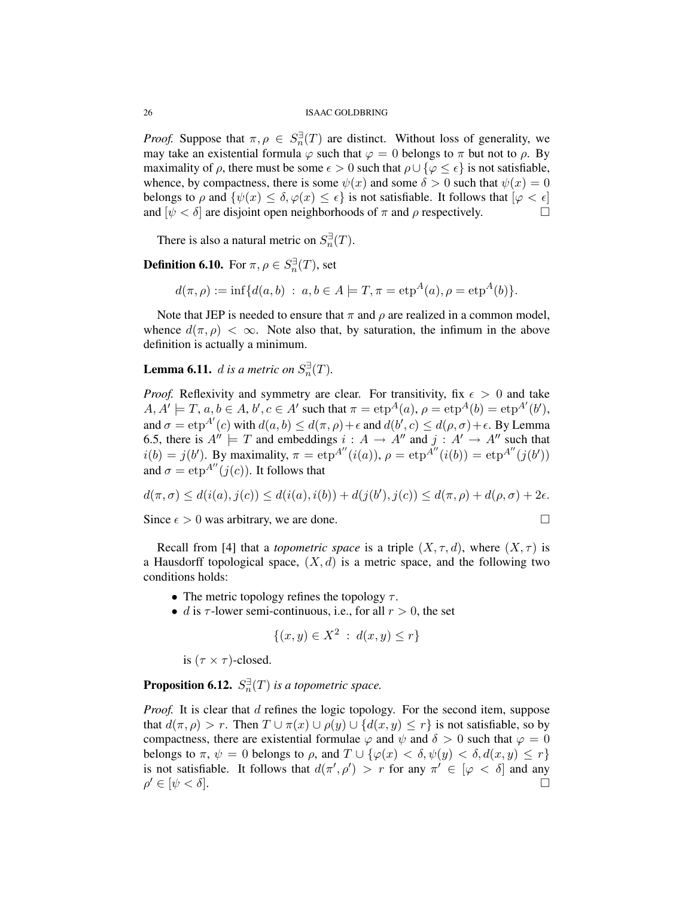*Proof.* Suppose that $\pi, \rho \in S_n^{\exists}(T)$ are distinct. Without loss of generality, we may take an existential formula $\varphi$ such that $\varphi = 0$ belongs to $\pi$ but not to $\rho$. By maximality of $\rho$, there must be some $\epsilon > 0$ such that $\rho \cup \{\varphi \leq \epsilon\}$ is not satisfiable, whence, by compactness, there is some $\psi(x)$ and some $\delta > 0$ such that $\psi(x) = 0$ belongs to $\rho$ and $\{\psi(x) \leq \delta, \varphi(x) \leq \epsilon\}$ is not satisfiable. It follows that $[\varphi < \epsilon]$ and $[\psi < \delta]$ are disjoint open neighborhoods of $\pi$ and $\rho$ respectively. $\square$

There is also a natural metric on $S_n^{\exists}(T)$.

**Definition 6.10.** For $\pi, \rho \in S_n^{\exists}(T)$, set

$$d(\pi, \rho) := \inf\{d(a, b) \ : \ a, b \in A \models T, \pi = \mathrm{etp}^A(a), \rho = \mathrm{etp}^A(b)\}.$$

Note that JEP is needed to ensure that $\pi$ and $\rho$ are realized in a common model, whence $d(\pi, \rho) < \infty$. Note also that, by saturation, the infimum in the above definition is actually a minimum.

**Lemma 6.11.** *$d$ is a metric on $S_n^{\exists}(T)$.*

*Proof.* Reflexivity and symmetry are clear. For transitivity, fix $\epsilon > 0$ and take $A, A' \models T$, $a, b \in A$, $b', c \in A'$ such that $\pi = \mathrm{etp}^A(a)$, $\rho = \mathrm{etp}^A(b) = \mathrm{etp}^{A'}(b')$, and $\sigma = \mathrm{etp}^{A'}(c)$ with $d(a, b) \leq d(\pi, \rho) + \epsilon$ and $d(b', c) \leq d(\rho, \sigma) + \epsilon$. By Lemma 6.5, there is $A'' \models T$ and embeddings $i : A \to A''$ and $j : A' \to A''$ such that $i(b) = j(b')$. By maximality, $\pi = \mathrm{etp}^{A''}(i(a))$, $\rho = \mathrm{etp}^{A''}(i(b)) = \mathrm{etp}^{A''}(j(b'))$ and $\sigma = \mathrm{etp}^{A''}(j(c))$. It follows that

$$d(\pi, \sigma) \leq d(i(a), j(c)) \leq d(i(a), i(b)) + d(j(b'), j(c)) \leq d(\pi, \rho) + d(\rho, \sigma) + 2\epsilon.$$

Since $\epsilon > 0$ was arbitrary, we are done. $\square$

Recall from [4] that a *topometric space* is a triple $(X, \tau, d)$, where $(X, \tau)$ is a Hausdorff topological space, $(X, d)$ is a metric space, and the following two conditions holds:

- The metric topology refines the topology $\tau$.
- $d$ is $\tau$-lower semi-continuous, i.e., for all $r > 0$, the set

  $$\{(x, y) \in X^2 \ : \ d(x, y) \leq r\}$$

  is $(\tau \times \tau)$-closed.

**Proposition 6.12.** *$S_n^{\exists}(T)$ is a topometric space.*

*Proof.* It is clear that $d$ refines the logic topology. For the second item, suppose that $d(\pi, \rho) > r$. Then $T \cup \pi(x) \cup \rho(y) \cup \{d(x, y) \leq r\}$ is not satisfiable, so by compactness, there are existential formulae $\varphi$ and $\psi$ and $\delta > 0$ such that $\varphi = 0$ belongs to $\pi$, $\psi = 0$ belongs to $\rho$, and $T \cup \{\varphi(x) < \delta, \psi(y) < \delta, d(x, y) \leq r\}$ is not satisfiable. It follows that $d(\pi', \rho') > r$ for any $\pi' \in [\varphi < \delta]$ and any $\rho' \in [\psi < \delta]$. $\square$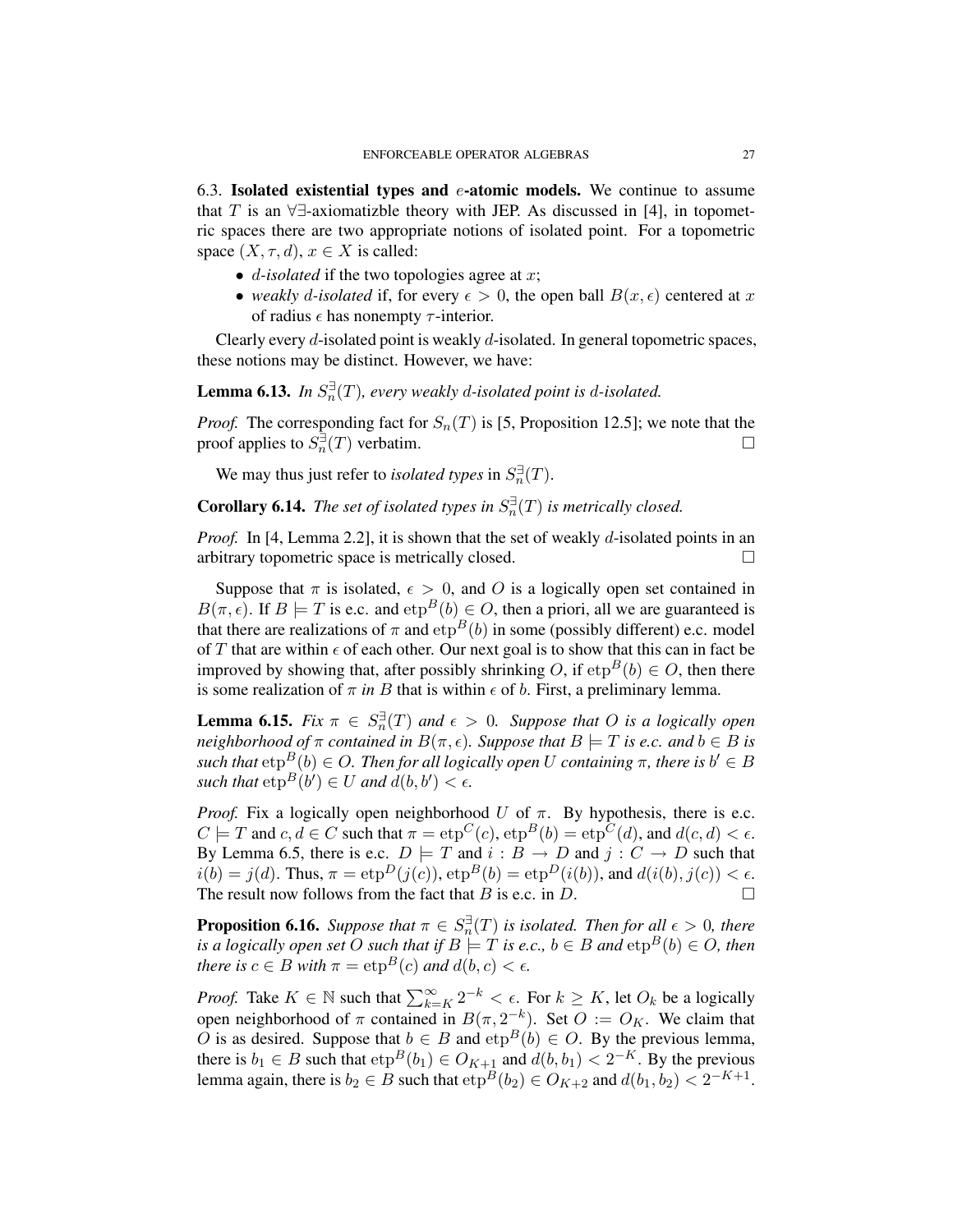### 6.3. Isolated existential types and $e$-atomic models.

We continue to assume that $T$ is an $\forall\exists$-axiomatizble theory with JEP. As discussed in [4], in topometric spaces there are two appropriate notions of isolated point. For a topometric space $(X, \tau, d)$, $x \in X$ is called:

- $d$-*isolated* if the two topologies agree at $x$;
- *weakly* $d$-*isolated* if, for every $\epsilon > 0$, the open ball $B(x, \epsilon)$ centered at $x$ of radius $\epsilon$ has nonempty $\tau$-interior.

Clearly every $d$-isolated point is weakly $d$-isolated. In general topometric spaces, these notions may be distinct. However, we have:

**Lemma 6.13.** *In $S_n^\exists(T)$, every weakly $d$-isolated point is $d$-isolated.*

*Proof.* The corresponding fact for $S_n(T)$ is [5, Proposition 12.5]; we note that the proof applies to $S_n^\exists(T)$ verbatim. $\square$

We may thus just refer to *isolated types* in $S_n^\exists(T)$.

**Corollary 6.14.** *The set of isolated types in $S_n^\exists(T)$ is metrically closed.*

*Proof.* In [4, Lemma 2.2], it is shown that the set of weakly $d$-isolated points in an arbitrary topometric space is metrically closed. $\square$

Suppose that $\pi$ is isolated, $\epsilon > 0$, and $O$ is a logically open set contained in $B(\pi, \epsilon)$. If $B \models T$ is e.c. and $\mathrm{etp}^B(b) \in O$, then a priori, all we are guaranteed is that there are realizations of $\pi$ and $\mathrm{etp}^B(b)$ in some (possibly different) e.c. model of $T$ that are within $\epsilon$ of each other. Our next goal is to show that this can in fact be improved by showing that, after possibly shrinking $O$, if $\mathrm{etp}^B(b) \in O$, then there is some realization of $\pi$ *in* $B$ that is within $\epsilon$ of $b$. First, a preliminary lemma.

**Lemma 6.15.** *Fix $\pi \in S_n^\exists(T)$ and $\epsilon > 0$. Suppose that $O$ is a logically open neighborhood of $\pi$ contained in $B(\pi, \epsilon)$. Suppose that $B \models T$ is e.c. and $b \in B$ is such that $\mathrm{etp}^B(b) \in O$. Then for all logically open $U$ containing $\pi$, there is $b' \in B$ such that $\mathrm{etp}^B(b') \in U$ and $d(b, b') < \epsilon$.*

*Proof.* Fix a logically open neighborhood $U$ of $\pi$. By hypothesis, there is e.c. $C \models T$ and $c, d \in C$ such that $\pi = \mathrm{etp}^C(c)$, $\mathrm{etp}^B(b) = \mathrm{etp}^C(d)$, and $d(c, d) < \epsilon$. By Lemma 6.5, there is e.c. $D \models T$ and $i : B \to D$ and $j : C \to D$ such that $i(b) = j(d)$. Thus, $\pi = \mathrm{etp}^D(j(c))$, $\mathrm{etp}^B(b) = \mathrm{etp}^D(i(b))$, and $d(i(b), j(c)) < \epsilon$. The result now follows from the fact that $B$ is e.c. in $D$. $\square$

**Proposition 6.16.** *Suppose that $\pi \in S_n^\exists(T)$ is isolated. Then for all $\epsilon > 0$, there is a logically open set $O$ such that if $B \models T$ is e.c., $b \in B$ and $\mathrm{etp}^B(b) \in O$, then there is $c \in B$ with $\pi = \mathrm{etp}^B(c)$ and $d(b, c) < \epsilon$.*

*Proof.* Take $K \in \mathbb{N}$ such that $\sum_{k=K}^\infty 2^{-k} < \epsilon$. For $k \geq K$, let $O_k$ be a logically open neighborhood of $\pi$ contained in $B(\pi, 2^{-k})$. Set $O := O_K$. We claim that $O$ is as desired. Suppose that $b \in B$ and $\mathrm{etp}^B(b) \in O$. By the previous lemma, there is $b_1 \in B$ such that $\mathrm{etp}^B(b_1) \in O_{K+1}$ and $d(b, b_1) < 2^{-K}$. By the previous lemma again, there is $b_2 \in B$ such that $\mathrm{etp}^B(b_2) \in O_{K+2}$ and $d(b_1, b_2) < 2^{-K+1}$.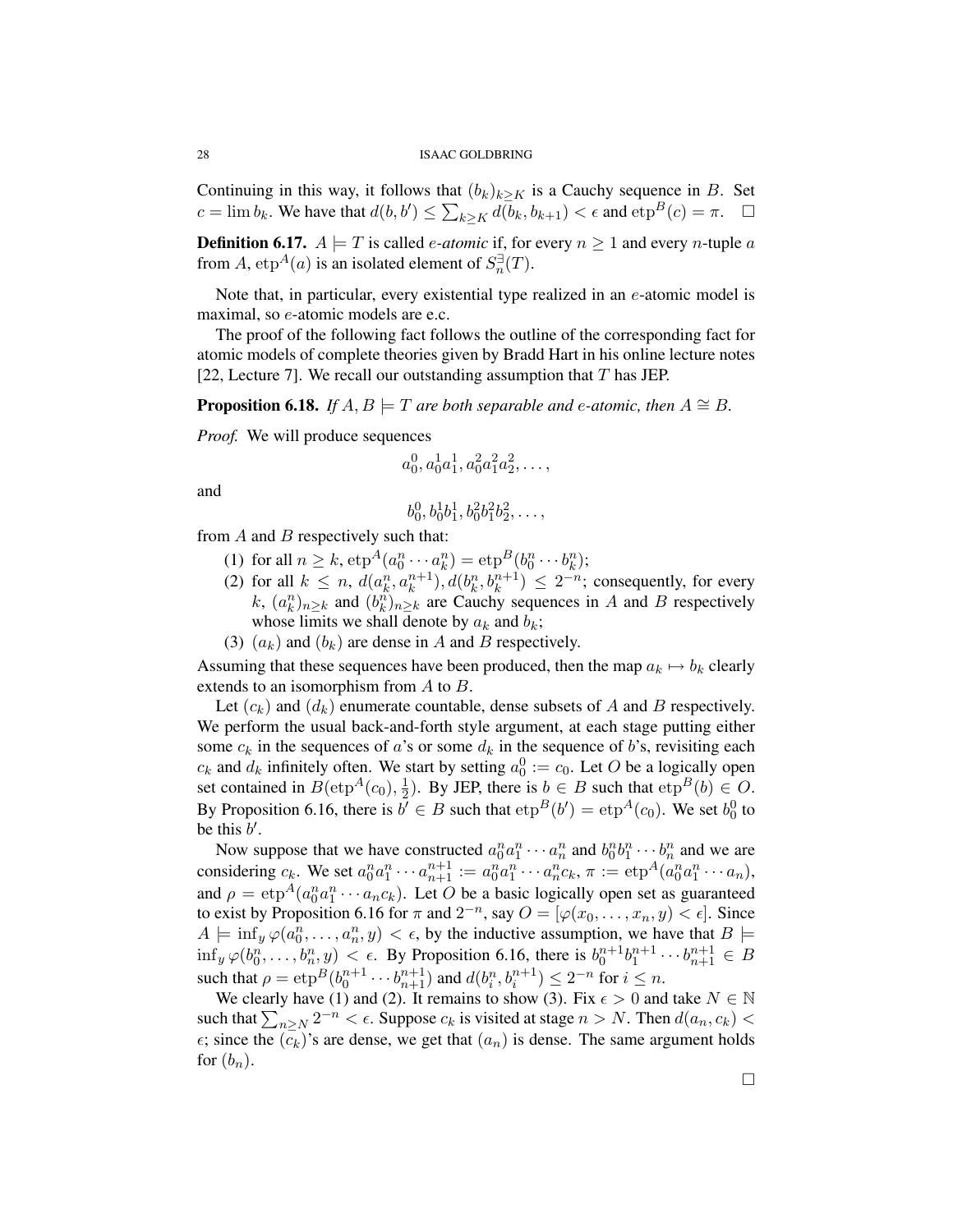Continuing in this way, it follows that $(b_k)_{k\geq K}$ is a Cauchy sequence in $B$. Set $c = \lim b_k$. We have that $d(b, b') \leq \sum_{k\geq K} d(b_k, b_{k+1}) < \epsilon$ and $\mathrm{etp}^B(c) = \pi$. $\square$

**Definition 6.17.** $A \models T$ is called *e-atomic* if, for every $n \geq 1$ and every $n$-tuple $a$ from $A$, $\mathrm{etp}^A(a)$ is an isolated element of $S_n^{\exists}(T)$.

Note that, in particular, every existential type realized in an $e$-atomic model is maximal, so $e$-atomic models are e.c.

The proof of the following fact follows the outline of the corresponding fact for atomic models of complete theories given by Bradd Hart in his online lecture notes [22, Lecture 7]. We recall our outstanding assumption that $T$ has JEP.

**Proposition 6.18.** *If $A, B \models T$ are both separable and $e$-atomic, then $A \cong B$.*

*Proof.* We will produce sequences

$$a_0^0, a_0^1 a_1^1, a_0^2 a_1^2 a_2^2, \ldots,$$

and

$$b_0^0, b_0^1 b_1^1, b_0^2 b_1^2 b_2^2, \ldots,$$

from $A$ and $B$ respectively such that:

1. for all $n \geq k$, $\mathrm{etp}^A(a_0^n \cdots a_k^n) = \mathrm{etp}^B(b_0^n \cdots b_k^n)$;
2. for all $k \leq n$, $d(a_k^n, a_k^{n+1}), d(b_k^n, b_k^{n+1}) \leq 2^{-n}$; consequently, for every $k$, $(a_k^n)_{n\geq k}$ and $(b_k^n)_{n\geq k}$ are Cauchy sequences in $A$ and $B$ respectively whose limits we shall denote by $a_k$ and $b_k$;
3. $(a_k)$ and $(b_k)$ are dense in $A$ and $B$ respectively.

Assuming that these sequences have been produced, then the map $a_k \mapsto b_k$ clearly extends to an isomorphism from $A$ to $B$.

Let $(c_k)$ and $(d_k)$ enumerate countable, dense subsets of $A$ and $B$ respectively. We perform the usual back-and-forth style argument, at each stage putting either some $c_k$ in the sequences of $a$'s or some $d_k$ in the sequence of $b$'s, revisiting each $c_k$ and $d_k$ infinitely often. We start by setting $a_0^0 := c_0$. Let $O$ be a logically open set contained in $B(\mathrm{etp}^A(c_0), \frac{1}{2})$. By JEP, there is $b \in B$ such that $\mathrm{etp}^B(b) \in O$. By Proposition 6.16, there is $b' \in B$ such that $\mathrm{etp}^B(b') = \mathrm{etp}^A(c_0)$. We set $b_0^0$ to be this $b'$.

Now suppose that we have constructed $a_0^n a_1^n \cdots a_n^n$ and $b_0^n b_1^n \cdots b_n^n$ and we are considering $c_k$. We set $a_0^n a_1^n \cdots a_{n+1}^{n+1} := a_0^n a_1^n \cdots a_n^n c_k$, $\pi := \mathrm{etp}^A(a_0^n a_1^n \cdots a_n)$, and $\rho = \mathrm{etp}^A(a_0^n a_1^n \cdots a_n c_k)$. Let $O$ be a basic logically open set as guaranteed to exist by Proposition 6.16 for $\pi$ and $2^{-n}$, say $O = [\varphi(x_0, \ldots, x_n, y) < \epsilon]$. Since $A \models \inf_y \varphi(a_0^n, \ldots, a_n^n, y) < \epsilon$, by the inductive assumption, we have that $B \models \inf_y \varphi(b_0^n, \ldots, b_n^n, y) < \epsilon$. By Proposition 6.16, there is $b_0^{n+1} b_1^{n+1} \cdots b_{n+1}^{n+1} \in B$ such that $\rho = \mathrm{etp}^B(b_0^{n+1} \cdots b_{n+1}^{n+1})$ and $d(b_i^n, b_i^{n+1}) \leq 2^{-n}$ for $i \leq n$.

We clearly have (1) and (2). It remains to show (3). Fix $\epsilon > 0$ and take $N \in \mathbb{N}$ such that $\sum_{n\geq N} 2^{-n} < \epsilon$. Suppose $c_k$ is visited at stage $n > N$. Then $d(a_n, c_k) < \epsilon$; since the $(c_k)$'s are dense, we get that $(a_n)$ is dense. The same argument holds for $(b_n)$.

$\square$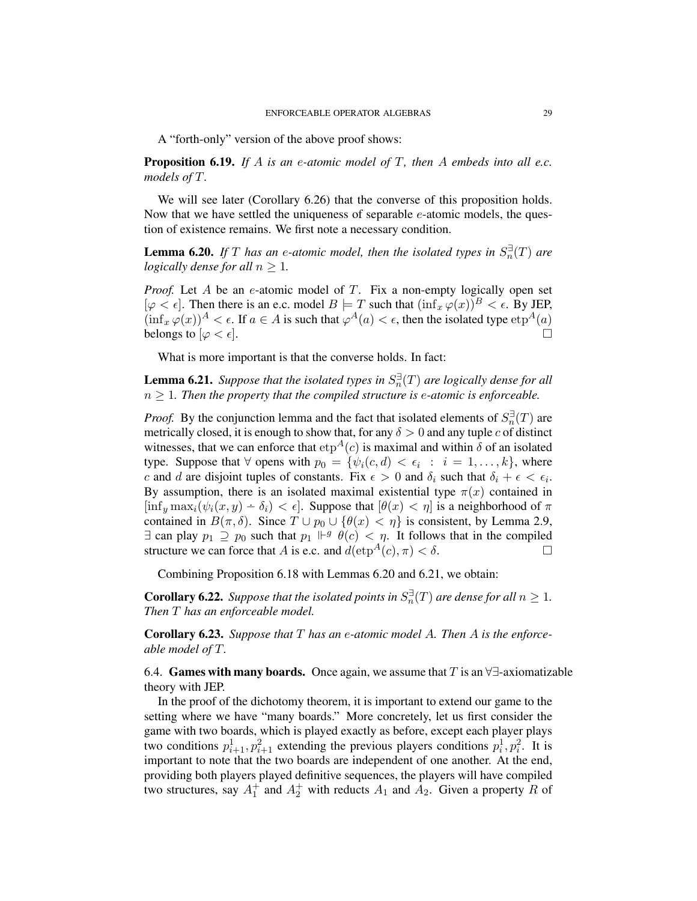A "forth-only" version of the above proof shows:

**Proposition 6.19.** *If $A$ is an $e$-atomic model of $T$, then $A$ embeds into all e.c. models of $T$.*

We will see later (Corollary 6.26) that the converse of this proposition holds. Now that we have settled the uniqueness of separable $e$-atomic models, the question of existence remains. We first note a necessary condition.

**Lemma 6.20.** *If $T$ has an $e$-atomic model, then the isolated types in $S_n^{\exists}(T)$ are logically dense for all $n \geq 1$.*

*Proof.* Let $A$ be an $e$-atomic model of $T$. Fix a non-empty logically open set $[\varphi < \epsilon]$. Then there is an e.c. model $B \models T$ such that $(\inf_x \varphi(x))^B < \epsilon$. By JEP, $(\inf_x \varphi(x))^A < \epsilon$. If $a \in A$ is such that $\varphi^A(a) < \epsilon$, then the isolated type $\operatorname{etp}^A(a)$ belongs to $[\varphi < \epsilon]$. □

What is more important is that the converse holds. In fact:

**Lemma 6.21.** *Suppose that the isolated types in $S_n^{\exists}(T)$ are logically dense for all $n \geq 1$. Then the property that the compiled structure is $e$-atomic is enforceable.*

*Proof.* By the conjunction lemma and the fact that isolated elements of $S_n^{\exists}(T)$ are metrically closed, it is enough to show that, for any $\delta > 0$ and any tuple $c$ of distinct witnesses, that we can enforce that $\operatorname{etp}^A(c)$ is maximal and within $\delta$ of an isolated type. Suppose that $\forall$ opens with $p_0 = \{\psi_i(c,d) < \epsilon_i \ : \ i = 1, \ldots, k\}$, where $c$ and $d$ are disjoint tuples of constants. Fix $\epsilon > 0$ and $\delta_i$ such that $\delta_i + \epsilon < \epsilon_i$. By assumption, there is an isolated maximal existential type $\pi(x)$ contained in $[\inf_y \max_i(\psi_i(x,y) \dot{-} \delta_i) < \epsilon]$. Suppose that $[\theta(x) < \eta]$ is a neighborhood of $\pi$ contained in $B(\pi, \delta)$. Since $T \cup p_0 \cup \{\theta(x) < \eta\}$ is consistent, by Lemma 2.9, $\exists$ can play $p_1 \supseteq p_0$ such that $p_1 \Vdash^g \theta(c) < \eta$. It follows that in the compiled structure we can force that $A$ is e.c. and $d(\operatorname{etp}^A(c), \pi) < \delta$. □

Combining Proposition 6.18 with Lemmas 6.20 and 6.21, we obtain:

**Corollary 6.22.** *Suppose that the isolated points in $S_n^{\exists}(T)$ are dense for all $n \geq 1$. Then $T$ has an enforceable model.*

**Corollary 6.23.** *Suppose that $T$ has an $e$-atomic model $A$. Then $A$ is the enforceable model of $T$.*

6.4. **Games with many boards.** Once again, we assume that $T$ is an $\forall\exists$-axiomatizable theory with JEP.

In the proof of the dichotomy theorem, it is important to extend our game to the setting where we have "many boards." More concretely, let us first consider the game with two boards, which is played exactly as before, except each player plays two conditions $p_{i+1}^1, p_{i+1}^2$ extending the previous players conditions $p_i^1, p_i^2$. It is important to note that the two boards are independent of one another. At the end, providing both players played definitive sequences, the players will have compiled two structures, say $A_1^+$ and $A_2^+$ with reducts $A_1$ and $A_2$. Given a property $R$ of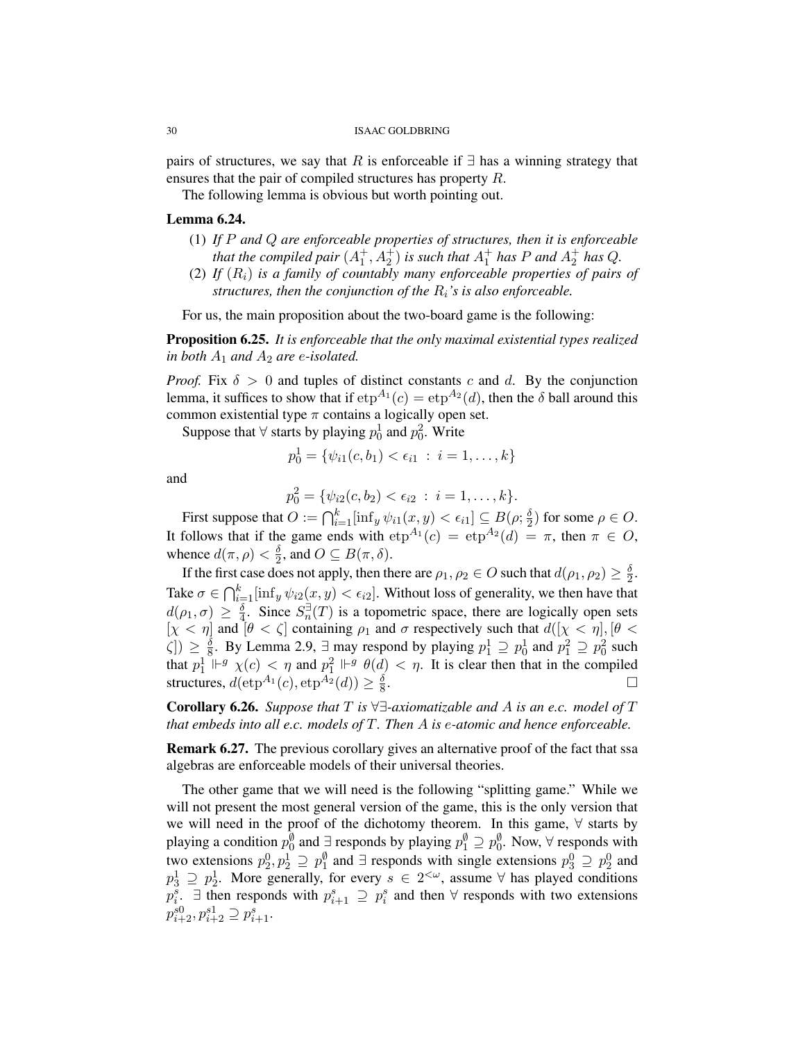pairs of structures, we say that $R$ is enforceable if $\exists$ has a winning strategy that ensures that the pair of compiled structures has property $R$.

The following lemma is obvious but worth pointing out.

**Lemma 6.24.**

(1) *If $P$ and $Q$ are enforceable properties of structures, then it is enforceable that the compiled pair $(A_1^+, A_2^+)$ is such that $A_1^+$ has $P$ and $A_2^+$ has $Q$.*

(2) *If $(R_i)$ is a family of countably many enforceable properties of pairs of structures, then the conjunction of the $R_i$'s is also enforceable.*

For us, the main proposition about the two-board game is the following:

**Proposition 6.25.** *It is enforceable that the only maximal existential types realized in both $A_1$ and $A_2$ are e-isolated.*

*Proof.* Fix $\delta > 0$ and tuples of distinct constants $c$ and $d$. By the conjunction lemma, it suffices to show that if $\mathrm{etp}^{A_1}(c) = \mathrm{etp}^{A_2}(d)$, then the $\delta$ ball around this common existential type $\pi$ contains a logically open set.

Suppose that $\forall$ starts by playing $p_0^1$ and $p_0^2$. Write

$$p_0^1 = \{\psi_{i1}(c, b_1) < \epsilon_{i1} \ : \ i = 1, \ldots, k\}$$

and

$$p_0^2 = \{\psi_{i2}(c, b_2) < \epsilon_{i2} \ : \ i = 1, \ldots, k\}.$$

First suppose that $O := \bigcap_{i=1}^k [\inf_y \psi_{i1}(x, y) < \epsilon_{i1}] \subseteq B(\rho; \frac{\delta}{2})$ for some $\rho \in O$. It follows that if the game ends with $\mathrm{etp}^{A_1}(c) = \mathrm{etp}^{A_2}(d) = \pi$, then $\pi \in O$, whence $d(\pi, \rho) < \frac{\delta}{2}$, and $O \subseteq B(\pi, \delta)$.

If the first case does not apply, then there are $\rho_1, \rho_2 \in O$ such that $d(\rho_1, \rho_2) \geq \frac{\delta}{2}$. Take $\sigma \in \bigcap_{i=1}^k [\inf_y \psi_{i2}(x, y) < \epsilon_{i2}]$. Without loss of generality, we then have that $d(\rho_1, \sigma) \geq \frac{\delta}{4}$. Since $S_n^{\exists}(T)$ is a topometric space, there are logically open sets $[\chi < \eta]$ and $[\theta < \zeta]$ containing $\rho_1$ and $\sigma$ respectively such that $d([\chi < \eta], [\theta < \zeta]) \geq \frac{\delta}{8}$. By Lemma 2.9, $\exists$ may respond by playing $p_1^1 \supseteq p_0^1$ and $p_1^2 \supseteq p_0^2$ such that $p_1^1 \Vdash^g \chi(c) < \eta$ and $p_1^2 \Vdash^g \theta(d) < \eta$. It is clear then that in the compiled structures, $d(\mathrm{etp}^{A_1}(c), \mathrm{etp}^{A_2}(d)) \geq \frac{\delta}{8}$. $\square$

**Corollary 6.26.** *Suppose that $T$ is $\forall\exists$-axiomatizable and $A$ is an e.c. model of $T$ that embeds into all e.c. models of $T$. Then $A$ is e-atomic and hence enforceable.*

**Remark 6.27.** The previous corollary gives an alternative proof of the fact that ssa algebras are enforceable models of their universal theories.

The other game that we will need is the following "splitting game." While we will not present the most general version of the game, this is the only version that we will need in the proof of the dichotomy theorem. In this game, $\forall$ starts by playing a condition $p_0^{\emptyset}$ and $\exists$ responds by playing $p_1^{\emptyset} \supseteq p_0^{\emptyset}$. Now, $\forall$ responds with two extensions $p_2^0, p_2^1 \supseteq p_1^{\emptyset}$ and $\exists$ responds with single extensions $p_3^0 \supseteq p_2^0$ and $p_3^1 \supseteq p_2^1$. More generally, for every $s \in 2^{<\omega}$, assume $\forall$ has played conditions $p_i^s$. $\exists$ then responds with $p_{i+1}^s \supseteq p_i^s$ and then $\forall$ responds with two extensions $p_{i+2}^{s0}, p_{i+2}^{s1} \supseteq p_{i+1}^s$.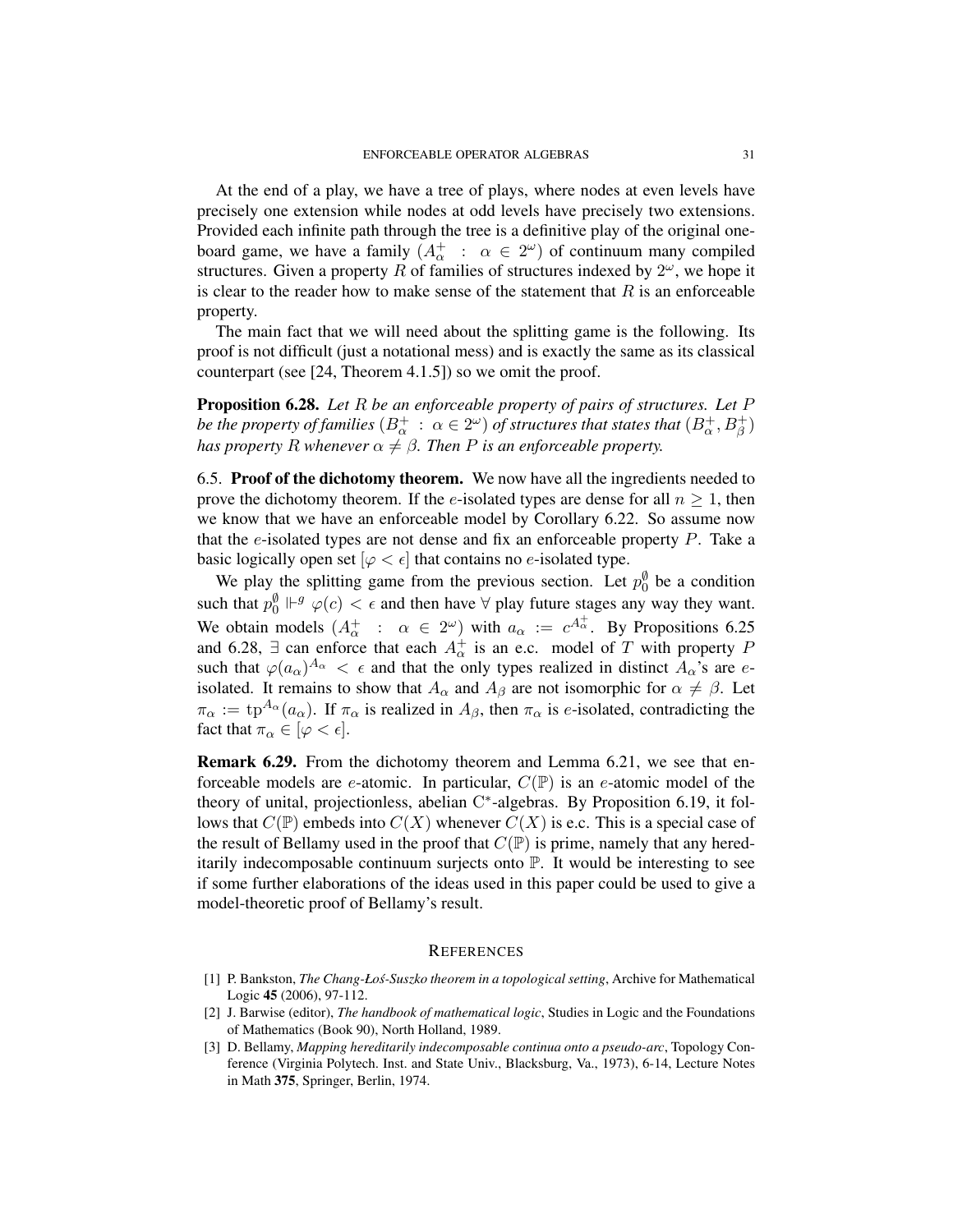At the end of a play, we have a tree of plays, where nodes at even levels have precisely one extension while nodes at odd levels have precisely two extensions. Provided each infinite path through the tree is a definitive play of the original one-board game, we have a family $(A^+_\alpha \ : \ \alpha \in 2^\omega)$ of continuum many compiled structures. Given a property $R$ of families of structures indexed by $2^\omega$, we hope it is clear to the reader how to make sense of the statement that $R$ is an enforceable property.

The main fact that we will need about the splitting game is the following. Its proof is not difficult (just a notational mess) and is exactly the same as its classical counterpart (see [24, Theorem 4.1.5]) so we omit the proof.

**Proposition 6.28.** *Let $R$ be an enforceable property of pairs of structures. Let $P$ be the property of families $(B^+_\alpha \ : \ \alpha \in 2^\omega)$ of structures that states that $(B^+_\alpha, B^+_\beta)$ has property $R$ whenever $\alpha \neq \beta$. Then $P$ is an enforceable property.*

6.5. **Proof of the dichotomy theorem.** We now have all the ingredients needed to prove the dichotomy theorem. If the $e$-isolated types are dense for all $n \geq 1$, then we know that we have an enforceable model by Corollary 6.22. So assume now that the $e$-isolated types are not dense and fix an enforceable property $P$. Take a basic logically open set $[\varphi < \epsilon]$ that contains no $e$-isolated type.

We play the splitting game from the previous section. Let $p_0^\emptyset$ be a condition such that $p_0^\emptyset \Vdash^g \varphi(c) < \epsilon$ and then have $\forall$ play future stages any way they want. We obtain models $(A^+_\alpha \ : \ \alpha \in 2^\omega)$ with $a_\alpha := c^{A^+_\alpha}$. By Propositions 6.25 and 6.28, $\exists$ can enforce that each $A^+_\alpha$ is an e.c. model of $T$ with property $P$ such that $\varphi(a_\alpha)^{A_\alpha} < \epsilon$ and that the only types realized in distinct $A_\alpha$'s are $e$-isolated. It remains to show that $A_\alpha$ and $A_\beta$ are not isomorphic for $\alpha \neq \beta$. Let $\pi_\alpha := \mathrm{tp}^{A_\alpha}(a_\alpha)$. If $\pi_\alpha$ is realized in $A_\beta$, then $\pi_\alpha$ is $e$-isolated, contradicting the fact that $\pi_\alpha \in [\varphi < \epsilon]$.

**Remark 6.29.** From the dichotomy theorem and Lemma 6.21, we see that enforceable models are $e$-atomic. In particular, $C(\mathbb{P})$ is an $e$-atomic model of the theory of unital, projectionless, abelian C$^*$-algebras. By Proposition 6.19, it follows that $C(\mathbb{P})$ embeds into $C(X)$ whenever $C(X)$ is e.c. This is a special case of the result of Bellamy used in the proof that $C(\mathbb{P})$ is prime, namely that any hereditarily indecomposable continuum surjects onto $\mathbb{P}$. It would be interesting to see if some further elaborations of the ideas used in this paper could be used to give a model-theoretic proof of Bellamy's result.

## REFERENCES

[1] P. Bankston, *The Chang-Łoś-Suszko theorem in a topological setting*, Archive for Mathematical Logic **45** (2006), 97-112.

[2] J. Barwise (editor), *The handbook of mathematical logic*, Studies in Logic and the Foundations of Mathematics (Book 90), North Holland, 1989.

[3] D. Bellamy, *Mapping hereditarily indecomposable continua onto a pseudo-arc*, Topology Conference (Virginia Polytech. Inst. and State Univ., Blacksburg, Va., 1973), 6-14, Lecture Notes in Math **375**, Springer, Berlin, 1974.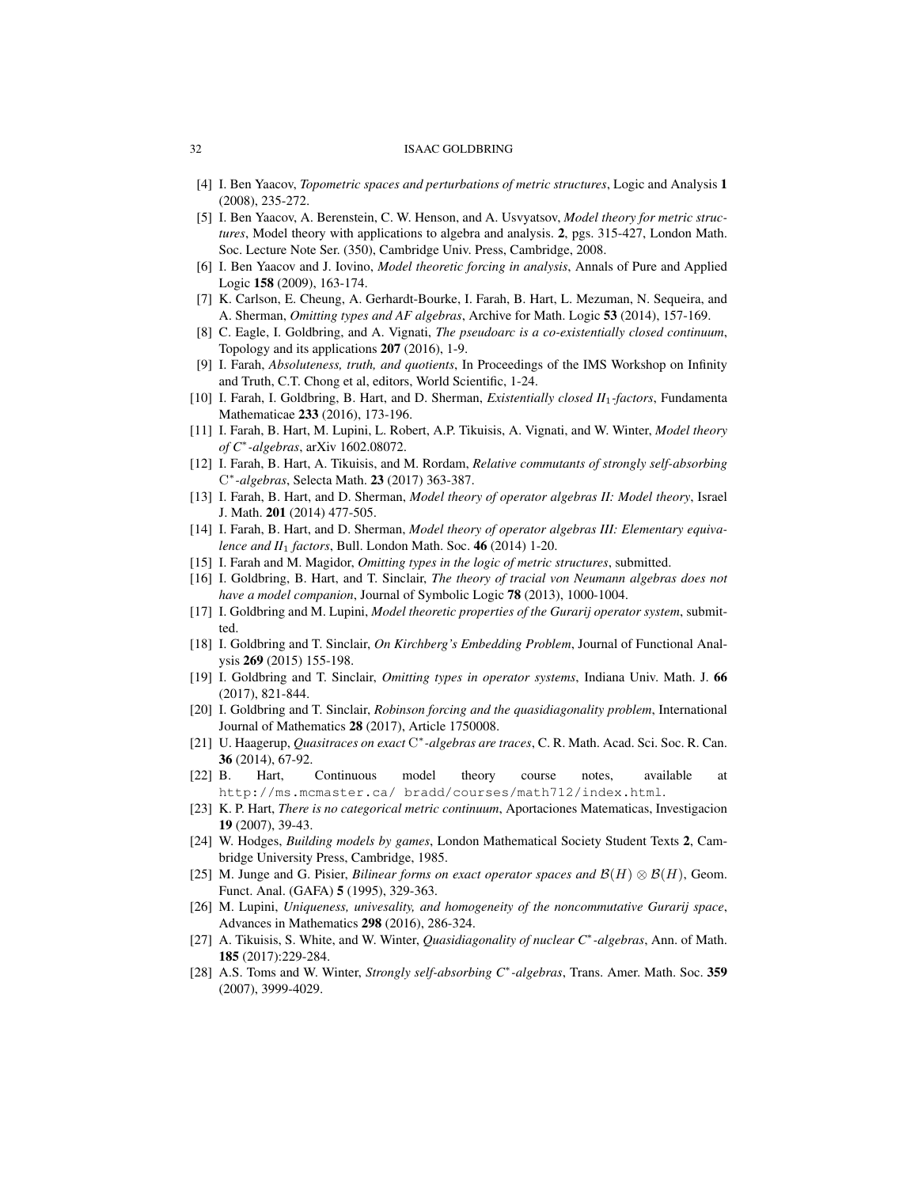[4] I. Ben Yaacov, *Topometric spaces and perturbations of metric structures*, Logic and Analysis **1** (2008), 235-272.

[5] I. Ben Yaacov, A. Berenstein, C. W. Henson, and A. Usvyatsov, *Model theory for metric structures*, Model theory with applications to algebra and analysis. **2**, pgs. 315-427, London Math. Soc. Lecture Note Ser. (350), Cambridge Univ. Press, Cambridge, 2008.

[6] I. Ben Yaacov and J. Iovino, *Model theoretic forcing in analysis*, Annals of Pure and Applied Logic **158** (2009), 163-174.

[7] K. Carlson, E. Cheung, A. Gerhardt-Bourke, I. Farah, B. Hart, L. Mezuman, N. Sequeira, and A. Sherman, *Omitting types and AF algebras*, Archive for Math. Logic **53** (2014), 157-169.

[8] C. Eagle, I. Goldbring, and A. Vignati, *The pseudoarc is a co-existentially closed continuum*, Topology and its applications **207** (2016), 1-9.

[9] I. Farah, *Absoluteness, truth, and quotients*, In Proceedings of the IMS Workshop on Infinity and Truth, C.T. Chong et al, editors, World Scientific, 1-24.

[10] I. Farah, I. Goldbring, B. Hart, and D. Sherman, *Existentially closed $II_1$-factors*, Fundamenta Mathematicae **233** (2016), 173-196.

[11] I. Farah, B. Hart, M. Lupini, L. Robert, A.P. Tikuisis, A. Vignati, and W. Winter, *Model theory of $C^*$-algebras*, arXiv 1602.08072.

[12] I. Farah, B. Hart, A. Tikuisis, and M. Rordam, *Relative commutants of strongly self-absorbing $C^*$-algebras*, Selecta Math. **23** (2017) 363-387.

[13] I. Farah, B. Hart, and D. Sherman, *Model theory of operator algebras II: Model theory*, Israel J. Math. **201** (2014) 477-505.

[14] I. Farah, B. Hart, and D. Sherman, *Model theory of operator algebras III: Elementary equivalence and $II_1$ factors*, Bull. London Math. Soc. **46** (2014) 1-20.

[15] I. Farah and M. Magidor, *Omitting types in the logic of metric structures*, submitted.

[16] I. Goldbring, B. Hart, and T. Sinclair, *The theory of tracial von Neumann algebras does not have a model companion*, Journal of Symbolic Logic **78** (2013), 1000-1004.

[17] I. Goldbring and M. Lupini, *Model theoretic properties of the Gurarij operator system*, submitted.

[18] I. Goldbring and T. Sinclair, *On Kirchberg's Embedding Problem*, Journal of Functional Analysis **269** (2015) 155-198.

[19] I. Goldbring and T. Sinclair, *Omitting types in operator systems*, Indiana Univ. Math. J. **66** (2017), 821-844.

[20] I. Goldbring and T. Sinclair, *Robinson forcing and the quasidiagonality problem*, International Journal of Mathematics **28** (2017), Article 1750008.

[21] U. Haagerup, *Quasitraces on exact $C^*$-algebras are traces*, C. R. Math. Acad. Sci. Soc. R. Can. **36** (2014), 67-92.

[22] B. Hart, Continuous model theory course notes, available at `http://ms.mcmaster.ca/ bradd/courses/math712/index.html`.

[23] K. P. Hart, *There is no categorical metric continuum*, Aportaciones Matematicas, Investigacion **19** (2007), 39-43.

[24] W. Hodges, *Building models by games*, London Mathematical Society Student Texts **2**, Cambridge University Press, Cambridge, 1985.

[25] M. Junge and G. Pisier, *Bilinear forms on exact operator spaces and $\mathcal{B}(H) \otimes \mathcal{B}(H)$*, Geom. Funct. Anal. (GAFA) **5** (1995), 329-363.

[26] M. Lupini, *Uniqueness, univesality, and homogeneity of the noncommutative Gurarij space*, Advances in Mathematics **298** (2016), 286-324.

[27] A. Tikuisis, S. White, and W. Winter, *Quasidiagonality of nuclear $C^*$-algebras*, Ann. of Math. **185** (2017):229-284.

[28] A.S. Toms and W. Winter, *Strongly self-absorbing $C^*$-algebras*, Trans. Amer. Math. Soc. **359** (2007), 3999-4029.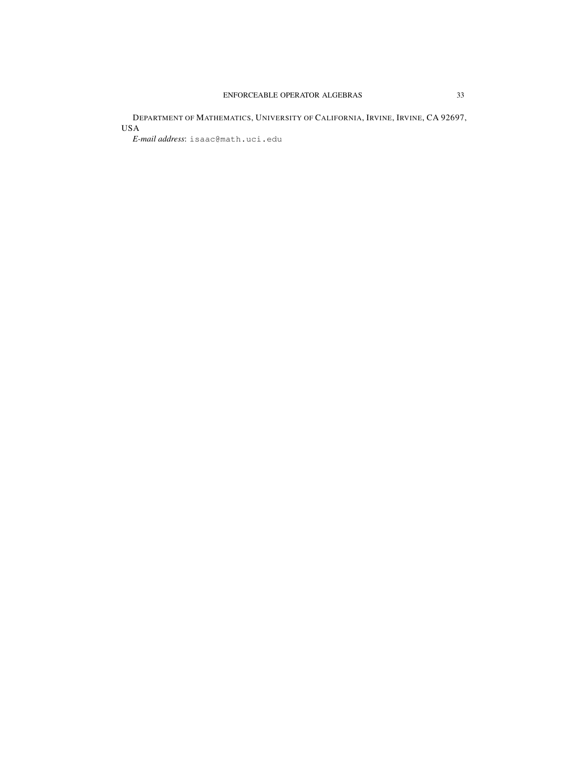DEPARTMENT OF MATHEMATICS, UNIVERSITY OF CALIFORNIA, IRVINE, IRVINE, CA 92697, USA

*E-mail address*: `isaac@math.uci.edu`